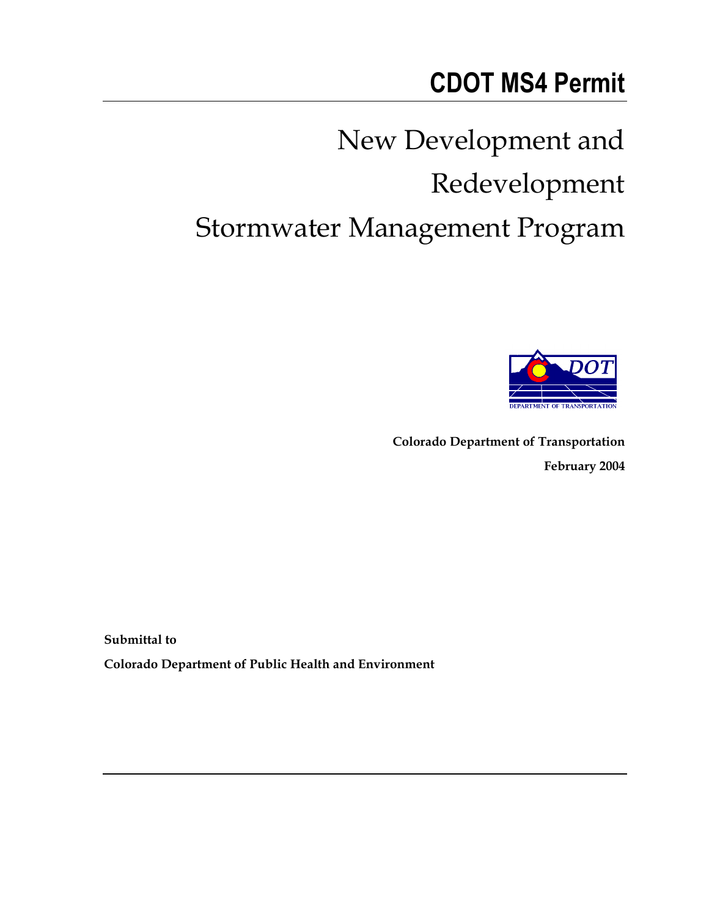# CDOT MS4 Permit

# New Development and Redevelopment Stormwater Management Program

**Colorado Department of Transportation**

**February 2004**

**Submittal to**

**Colorado Department of Public Health and Environment**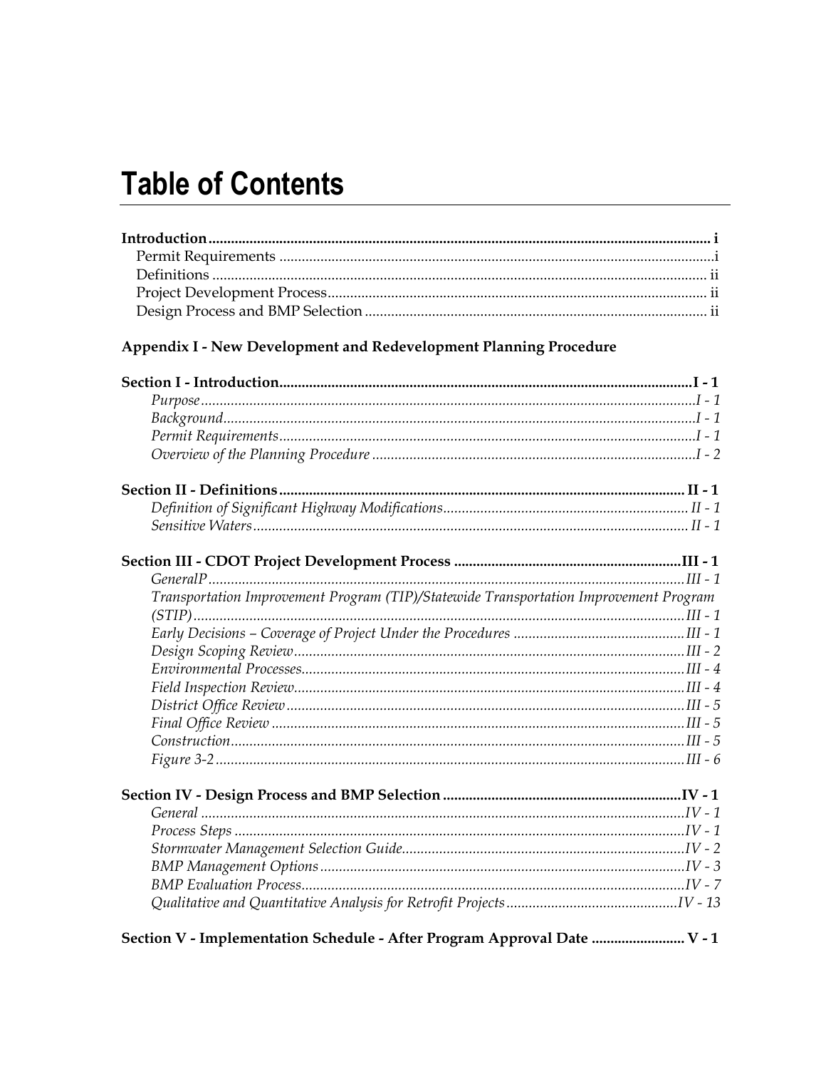# Table of Contents

**Introduction** ..... **i**
- Permit Requirements ..... i
- Definitions ..... ii
- Project Development Process ..... ii
- Design Process and BMP Selection ..... ii

**Appendix I - New Development and Redevelopment Planning Procedure**

**Section I - Introduction** ..... **I - 1**
- *Purpose* ..... *I - 1*
- *Background* ..... *I - 1*
- *Permit Requirements* ..... *I - 1*
- *Overview of the Planning Procedure* ..... *I - 2*

**Section II - Definitions** ..... **II - 1**
- *Definition of Significant Highway Modifications* ..... *II - 1*
- *Sensitive Waters* ..... *II - 1*

**Section III - CDOT Project Development Process** ..... **III - 1**
- *GeneralP* ..... *III - 1*
- *Transportation Improvement Program (TIP)/Statewide Transportation Improvement Program (STIP)* ..... *III - 1*
- *Early Decisions – Coverage of Project Under the Procedures* ..... *III - 1*
- *Design Scoping Review* ..... *III - 2*
- *Environmental Processes* ..... *III - 4*
- *Field Inspection Review* ..... *III - 4*
- *District Office Review* ..... *III - 5*
- *Final Office Review* ..... *III - 5*
- *Construction* ..... *III - 5*
- *Figure 3-2* ..... *III - 6*

**Section IV - Design Process and BMP Selection** ..... **IV - 1**
- *General* ..... *IV - 1*
- *Process Steps* ..... *IV - 1*
- *Stormwater Management Selection Guide* ..... *IV - 2*
- *BMP Management Options* ..... *IV - 3*
- *BMP Evaluation Process* ..... *IV - 7*
- *Qualitative and Quantitative Analysis for Retrofit Projects* ..... *IV - 13*

**Section V - Implementation Schedule - After Program Approval Date** ..... **V - 1**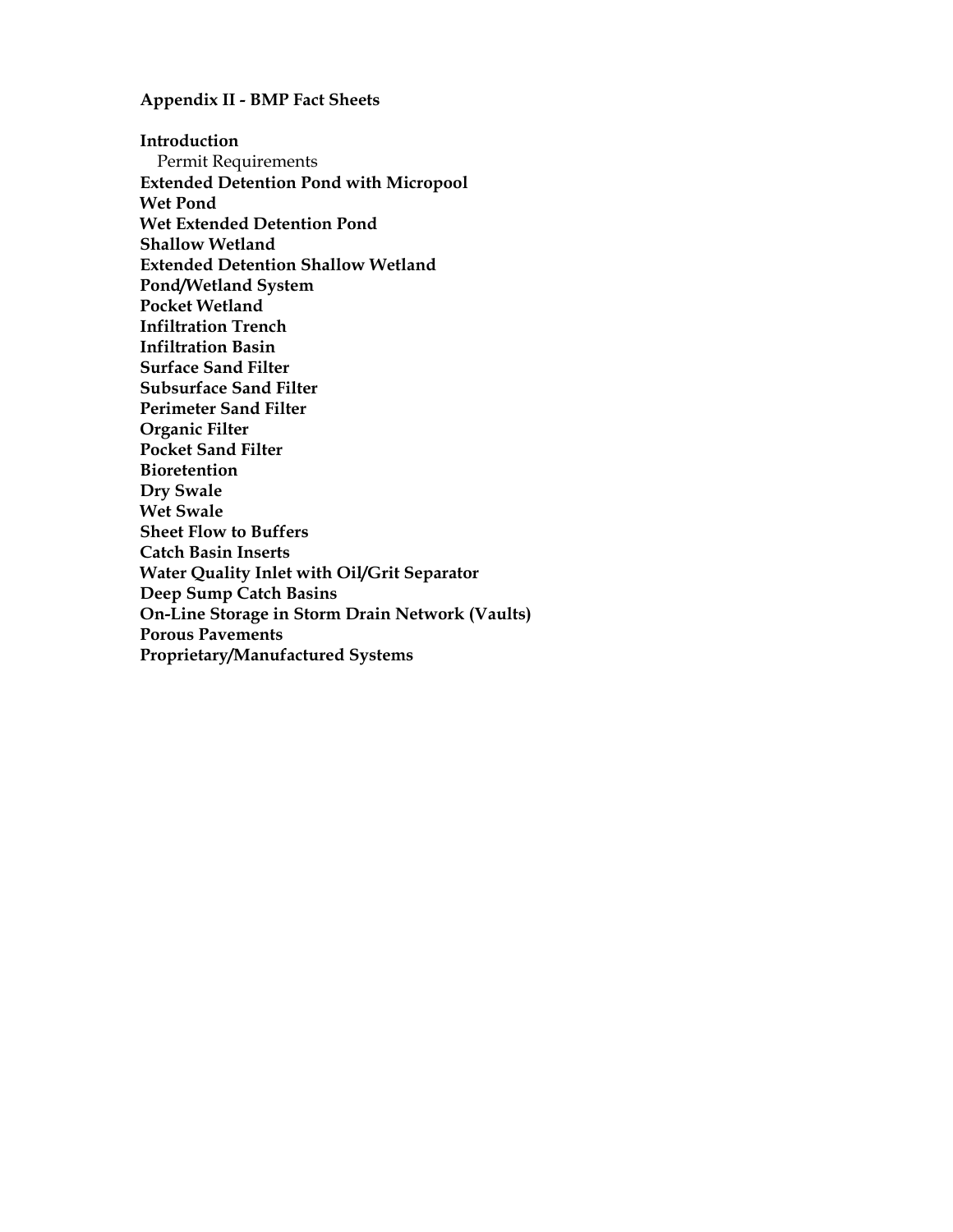**Appendix II - BMP Fact Sheets**

**Introduction**
  Permit Requirements
**Extended Detention Pond with Micropool**
**Wet Pond**
**Wet Extended Detention Pond**
**Shallow Wetland**
**Extended Detention Shallow Wetland**
**Pond/Wetland System**
**Pocket Wetland**
**Infiltration Trench**
**Infiltration Basin**
**Surface Sand Filter**
**Subsurface Sand Filter**
**Perimeter Sand Filter**
**Organic Filter**
**Pocket Sand Filter**
**Bioretention**
**Dry Swale**
**Wet Swale**
**Sheet Flow to Buffers**
**Catch Basin Inserts**
**Water Quality Inlet with Oil/Grit Separator**
**Deep Sump Catch Basins**
**On-Line Storage in Storm Drain Network (Vaults)**
**Porous Pavements**
**Proprietary/Manufactured Systems**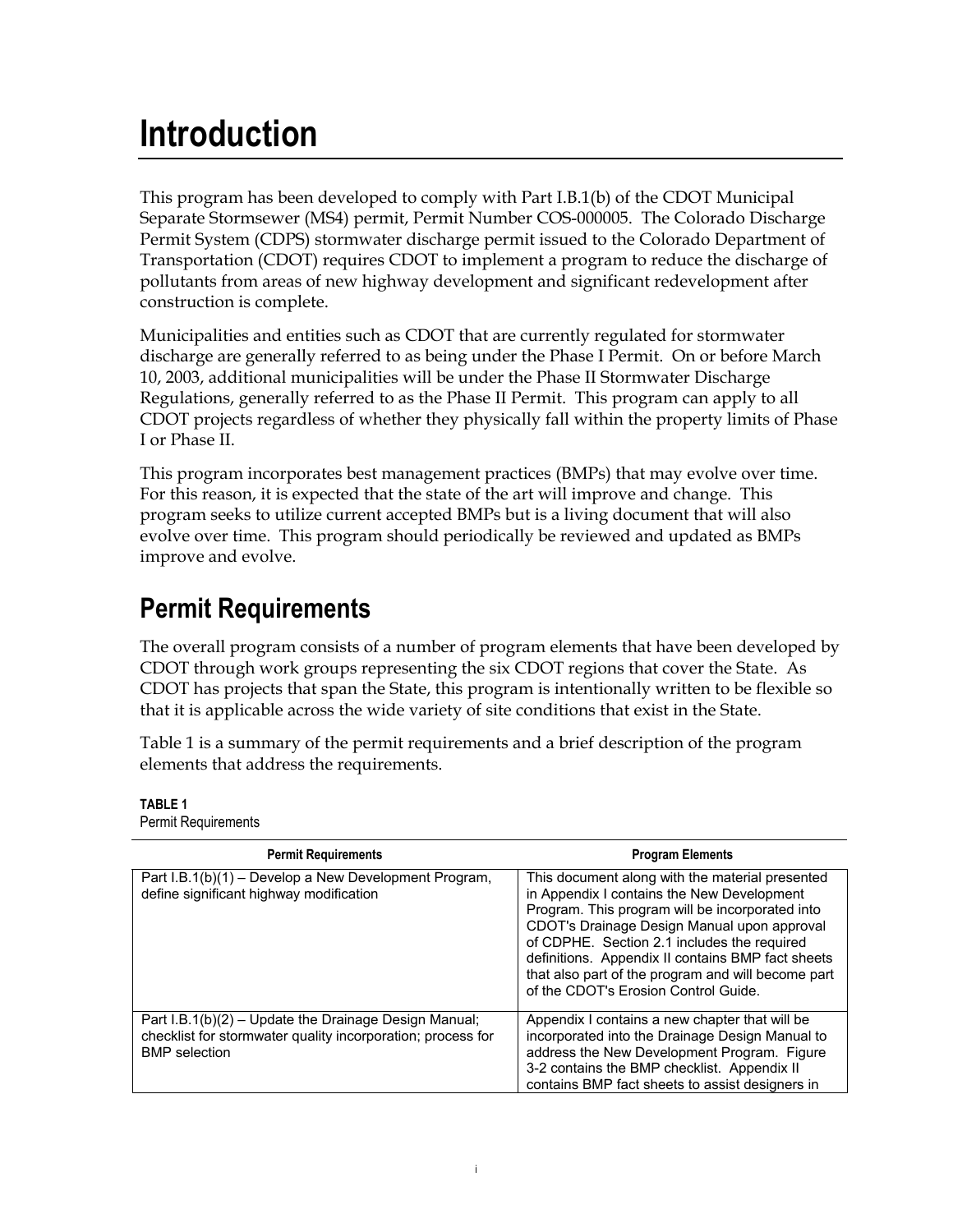# Introduction

This program has been developed to comply with Part I.B.1(b) of the CDOT Municipal Separate Stormsewer (MS4) permit, Permit Number COS-000005. The Colorado Discharge Permit System (CDPS) stormwater discharge permit issued to the Colorado Department of Transportation (CDOT) requires CDOT to implement a program to reduce the discharge of pollutants from areas of new highway development and significant redevelopment after construction is complete.

Municipalities and entities such as CDOT that are currently regulated for stormwater discharge are generally referred to as being under the Phase I Permit. On or before March 10, 2003, additional municipalities will be under the Phase II Stormwater Discharge Regulations, generally referred to as the Phase II Permit. This program can apply to all CDOT projects regardless of whether they physically fall within the property limits of Phase I or Phase II.

This program incorporates best management practices (BMPs) that may evolve over time. For this reason, it is expected that the state of the art will improve and change. This program seeks to utilize current accepted BMPs but is a living document that will also evolve over time. This program should periodically be reviewed and updated as BMPs improve and evolve.

## Permit Requirements

The overall program consists of a number of program elements that have been developed by CDOT through work groups representing the six CDOT regions that cover the State. As CDOT has projects that span the State, this program is intentionally written to be flexible so that it is applicable across the wide variety of site conditions that exist in the State.

Table 1 is a summary of the permit requirements and a brief description of the program elements that address the requirements.

**TABLE 1**
Permit Requirements

| Permit Requirements | Program Elements |
|---|---|
| Part I.B.1(b)(1) – Develop a New Development Program, define significant highway modification | This document along with the material presented in Appendix I contains the New Development Program. This program will be incorporated into CDOT's Drainage Design Manual upon approval of CDPHE. Section 2.1 includes the required definitions. Appendix II contains BMP fact sheets that also part of the program and will become part of the CDOT's Erosion Control Guide. |
| Part I.B.1(b)(2) – Update the Drainage Design Manual; checklist for stormwater quality incorporation; process for BMP selection | Appendix I contains a new chapter that will be incorporated into the Drainage Design Manual to address the New Development Program. Figure 3-2 contains the BMP checklist. Appendix II contains BMP fact sheets to assist designers in |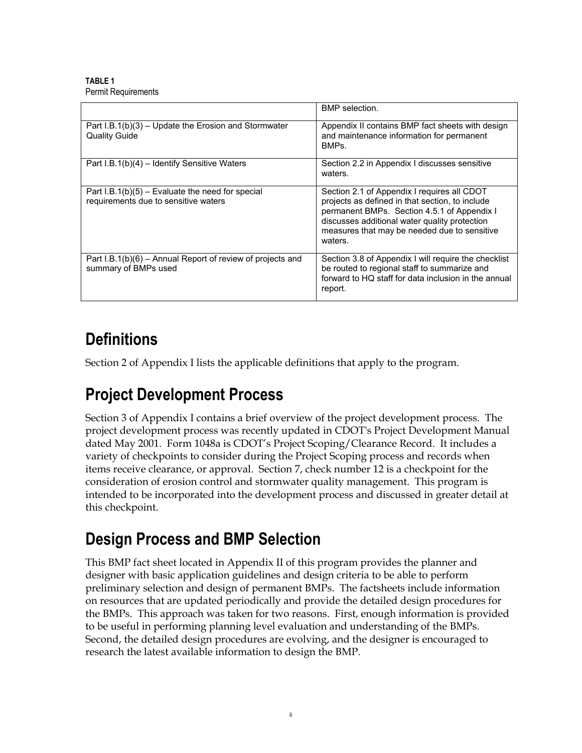**TABLE 1**
Permit Requirements

| | |
|---|---|
| | BMP selection. |
| Part I.B.1(b)(3) – Update the Erosion and Stormwater Quality Guide | Appendix II contains BMP fact sheets with design and maintenance information for permanent BMPs. |
| Part I.B.1(b)(4) – Identify Sensitive Waters | Section 2.2 in Appendix I discusses sensitive waters. |
| Part I.B.1(b)(5) – Evaluate the need for special requirements due to sensitive waters | Section 2.1 of Appendix I requires all CDOT projects as defined in that section, to include permanent BMPs. Section 4.5.1 of Appendix I discusses additional water quality protection measures that may be needed due to sensitive waters. |
| Part I.B.1(b)(6) – Annual Report of review of projects and summary of BMPs used | Section 3.8 of Appendix I will require the checklist be routed to regional staff to summarize and forward to HQ staff for data inclusion in the annual report. |

## Definitions

Section 2 of Appendix I lists the applicable definitions that apply to the program.

## Project Development Process

Section 3 of Appendix I contains a brief overview of the project development process. The project development process was recently updated in CDOT's Project Development Manual dated May 2001. Form 1048a is CDOT's Project Scoping/Clearance Record. It includes a variety of checkpoints to consider during the Project Scoping process and records when items receive clearance, or approval. Section 7, check number 12 is a checkpoint for the consideration of erosion control and stormwater quality management. This program is intended to be incorporated into the development process and discussed in greater detail at this checkpoint.

## Design Process and BMP Selection

This BMP fact sheet located in Appendix II of this program provides the planner and designer with basic application guidelines and design criteria to be able to perform preliminary selection and design of permanent BMPs. The factsheets include information on resources that are updated periodically and provide the detailed design procedures for the BMPs. This approach was taken for two reasons. First, enough information is provided to be useful in performing planning level evaluation and understanding of the BMPs. Second, the detailed design procedures are evolving, and the designer is encouraged to research the latest available information to design the BMP.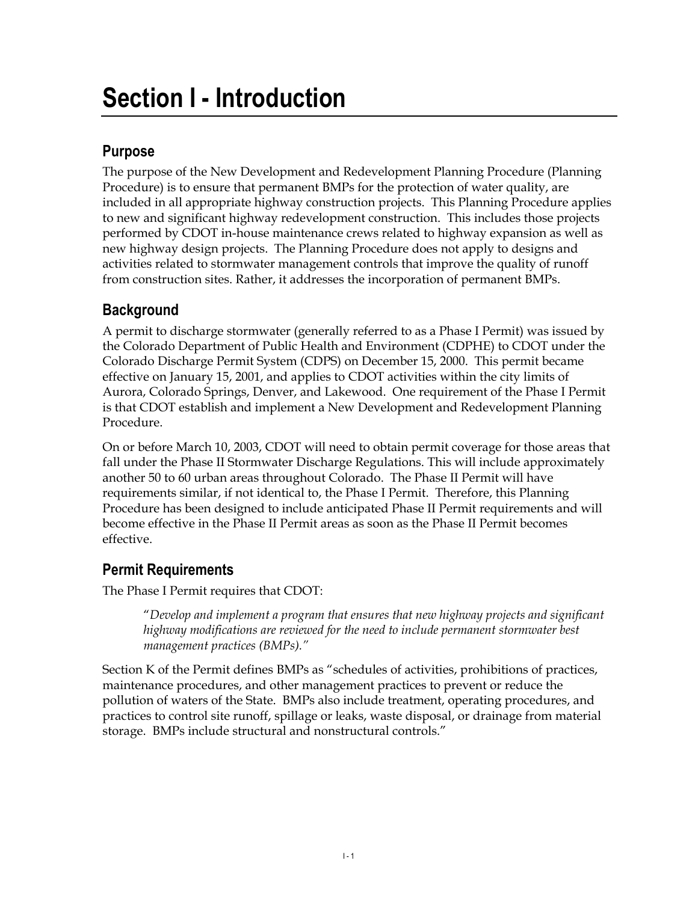# Section I - Introduction

## Purpose

The purpose of the New Development and Redevelopment Planning Procedure (Planning Procedure) is to ensure that permanent BMPs for the protection of water quality, are included in all appropriate highway construction projects. This Planning Procedure applies to new and significant highway redevelopment construction. This includes those projects performed by CDOT in-house maintenance crews related to highway expansion as well as new highway design projects. The Planning Procedure does not apply to designs and activities related to stormwater management controls that improve the quality of runoff from construction sites. Rather, it addresses the incorporation of permanent BMPs.

## Background

A permit to discharge stormwater (generally referred to as a Phase I Permit) was issued by the Colorado Department of Public Health and Environment (CDPHE) to CDOT under the Colorado Discharge Permit System (CDPS) on December 15, 2000. This permit became effective on January 15, 2001, and applies to CDOT activities within the city limits of Aurora, Colorado Springs, Denver, and Lakewood. One requirement of the Phase I Permit is that CDOT establish and implement a New Development and Redevelopment Planning Procedure.

On or before March 10, 2003, CDOT will need to obtain permit coverage for those areas that fall under the Phase II Stormwater Discharge Regulations. This will include approximately another 50 to 60 urban areas throughout Colorado. The Phase II Permit will have requirements similar, if not identical to, the Phase I Permit. Therefore, this Planning Procedure has been designed to include anticipated Phase II Permit requirements and will become effective in the Phase II Permit areas as soon as the Phase II Permit becomes effective.

## Permit Requirements

The Phase I Permit requires that CDOT:

> "*Develop and implement a program that ensures that new highway projects and significant highway modifications are reviewed for the need to include permanent stormwater best management practices (BMPs).*"

Section K of the Permit defines BMPs as "schedules of activities, prohibitions of practices, maintenance procedures, and other management practices to prevent or reduce the pollution of waters of the State. BMPs also include treatment, operating procedures, and practices to control site runoff, spillage or leaks, waste disposal, or drainage from material storage. BMPs include structural and nonstructural controls."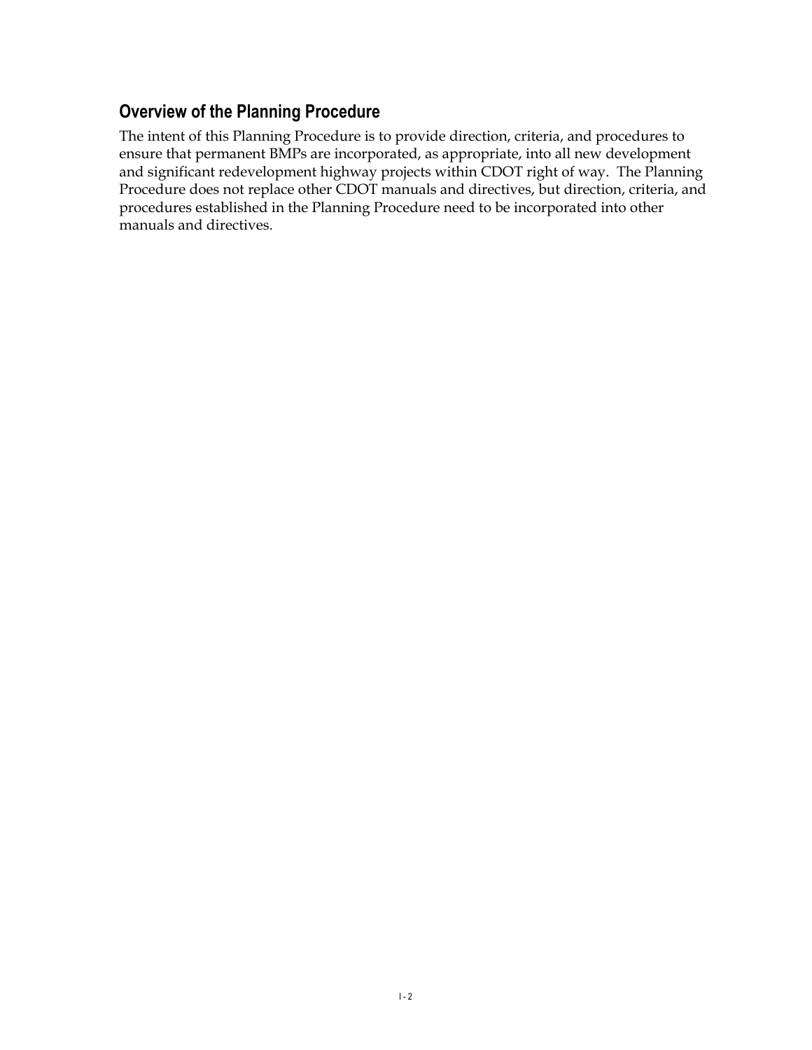## Overview of the Planning Procedure

The intent of this Planning Procedure is to provide direction, criteria, and procedures to ensure that permanent BMPs are incorporated, as appropriate, into all new development and significant redevelopment highway projects within CDOT right of way. The Planning Procedure does not replace other CDOT manuals and directives, but direction, criteria, and procedures established in the Planning Procedure need to be incorporated into other manuals and directives.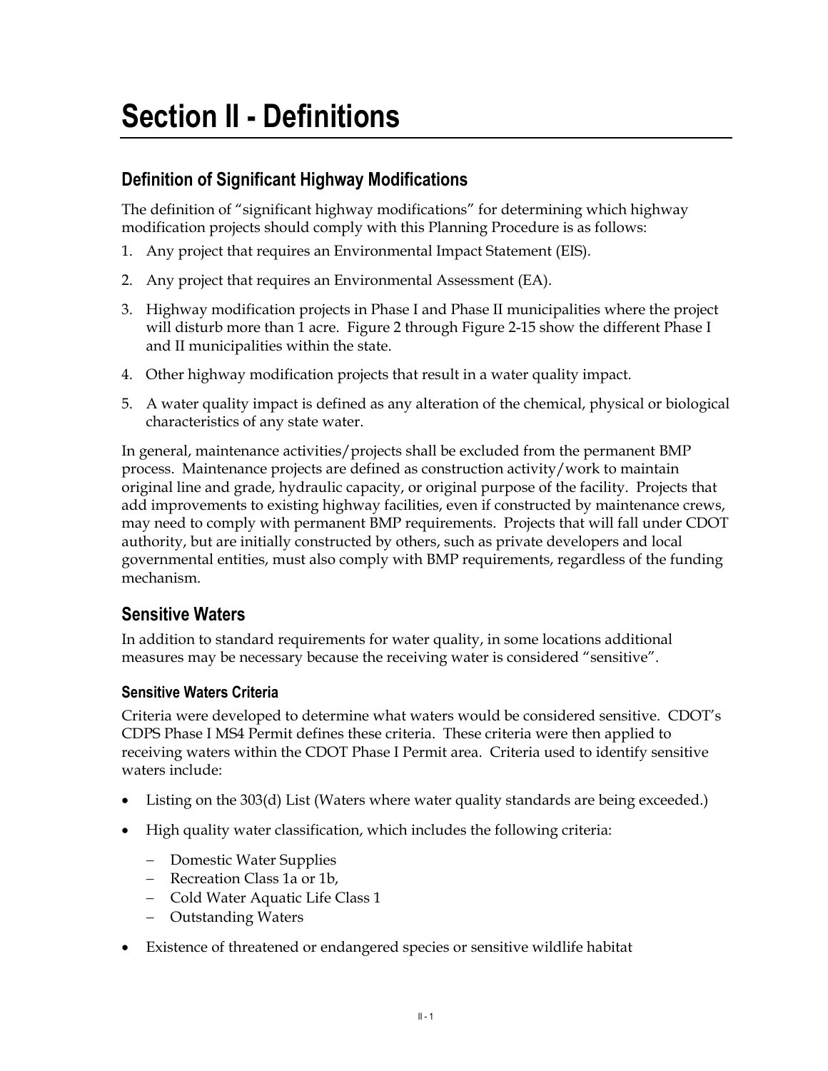# Section II - Definitions

## Definition of Significant Highway Modifications

The definition of "significant highway modifications" for determining which highway modification projects should comply with this Planning Procedure is as follows:

1. Any project that requires an Environmental Impact Statement (EIS).
2. Any project that requires an Environmental Assessment (EA).
3. Highway modification projects in Phase I and Phase II municipalities where the project will disturb more than 1 acre. Figure 2 through Figure 2-15 show the different Phase I and II municipalities within the state.
4. Other highway modification projects that result in a water quality impact.
5. A water quality impact is defined as any alteration of the chemical, physical or biological characteristics of any state water.

In general, maintenance activities/projects shall be excluded from the permanent BMP process. Maintenance projects are defined as construction activity/work to maintain original line and grade, hydraulic capacity, or original purpose of the facility. Projects that add improvements to existing highway facilities, even if constructed by maintenance crews, may need to comply with permanent BMP requirements. Projects that will fall under CDOT authority, but are initially constructed by others, such as private developers and local governmental entities, must also comply with BMP requirements, regardless of the funding mechanism.

## Sensitive Waters

In addition to standard requirements for water quality, in some locations additional measures may be necessary because the receiving water is considered "sensitive".

### Sensitive Waters Criteria

Criteria were developed to determine what waters would be considered sensitive. CDOT's CDPS Phase I MS4 Permit defines these criteria. These criteria were then applied to receiving waters within the CDOT Phase I Permit area. Criteria used to identify sensitive waters include:

- Listing on the 303(d) List (Waters where water quality standards are being exceeded.)
- High quality water classification, which includes the following criteria:
  - Domestic Water Supplies
  - Recreation Class 1a or 1b,
  - Cold Water Aquatic Life Class 1
  - Outstanding Waters
- Existence of threatened or endangered species or sensitive wildlife habitat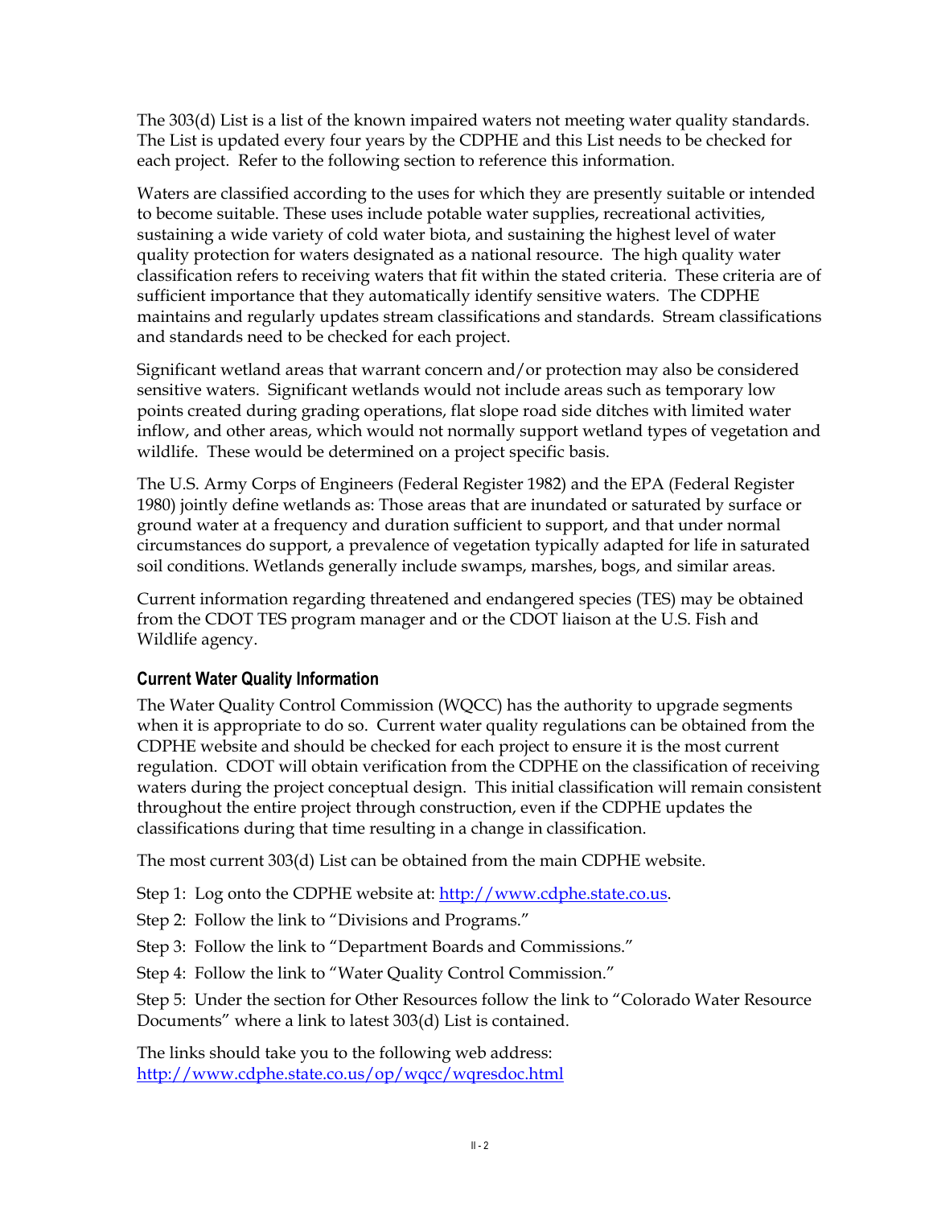The 303(d) List is a list of the known impaired waters not meeting water quality standards. The List is updated every four years by the CDPHE and this List needs to be checked for each project. Refer to the following section to reference this information.

Waters are classified according to the uses for which they are presently suitable or intended to become suitable. These uses include potable water supplies, recreational activities, sustaining a wide variety of cold water biota, and sustaining the highest level of water quality protection for waters designated as a national resource. The high quality water classification refers to receiving waters that fit within the stated criteria. These criteria are of sufficient importance that they automatically identify sensitive waters. The CDPHE maintains and regularly updates stream classifications and standards. Stream classifications and standards need to be checked for each project.

Significant wetland areas that warrant concern and/or protection may also be considered sensitive waters. Significant wetlands would not include areas such as temporary low points created during grading operations, flat slope road side ditches with limited water inflow, and other areas, which would not normally support wetland types of vegetation and wildlife. These would be determined on a project specific basis.

The U.S. Army Corps of Engineers (Federal Register 1982) and the EPA (Federal Register 1980) jointly define wetlands as: Those areas that are inundated or saturated by surface or ground water at a frequency and duration sufficient to support, and that under normal circumstances do support, a prevalence of vegetation typically adapted for life in saturated soil conditions. Wetlands generally include swamps, marshes, bogs, and similar areas.

Current information regarding threatened and endangered species (TES) may be obtained from the CDOT TES program manager and or the CDOT liaison at the U.S. Fish and Wildlife agency.

### Current Water Quality Information

The Water Quality Control Commission (WQCC) has the authority to upgrade segments when it is appropriate to do so. Current water quality regulations can be obtained from the CDPHE website and should be checked for each project to ensure it is the most current regulation. CDOT will obtain verification from the CDPHE on the classification of receiving waters during the project conceptual design. This initial classification will remain consistent throughout the entire project through construction, even if the CDPHE updates the classifications during that time resulting in a change in classification.

The most current 303(d) List can be obtained from the main CDPHE website.

Step 1: Log onto the CDPHE website at: http://www.cdphe.state.co.us.

Step 2: Follow the link to "Divisions and Programs."

Step 3: Follow the link to "Department Boards and Commissions."

Step 4: Follow the link to "Water Quality Control Commission."

Step 5: Under the section for Other Resources follow the link to "Colorado Water Resource Documents" where a link to latest 303(d) List is contained.

The links should take you to the following web address:
http://www.cdphe.state.co.us/op/wqcc/wqresdoc.html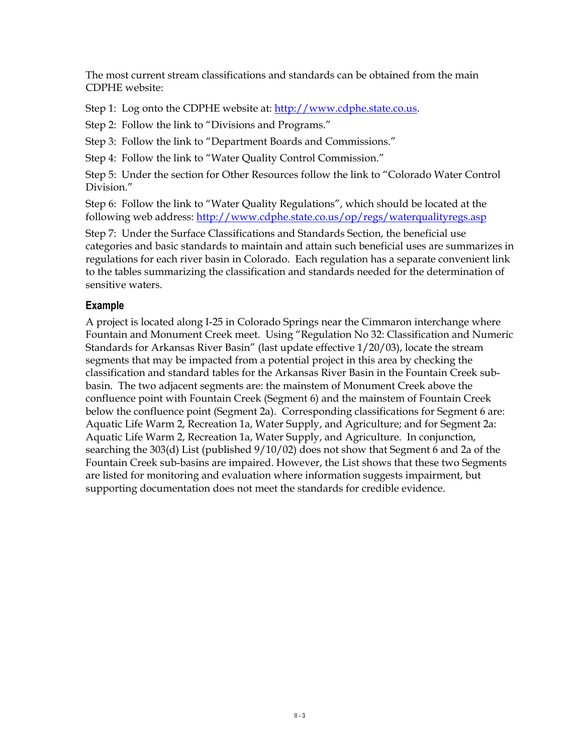The most current stream classifications and standards can be obtained from the main CDPHE website:

Step 1: Log onto the CDPHE website at: http://www.cdphe.state.co.us.

Step 2: Follow the link to "Divisions and Programs."

Step 3: Follow the link to "Department Boards and Commissions."

Step 4: Follow the link to "Water Quality Control Commission."

Step 5: Under the section for Other Resources follow the link to "Colorado Water Control Division."

Step 6: Follow the link to "Water Quality Regulations", which should be located at the following web address: http://www.cdphe.state.co.us/op/regs/waterqualityregs.asp

Step 7: Under the Surface Classifications and Standards Section, the beneficial use categories and basic standards to maintain and attain such beneficial uses are summarizes in regulations for each river basin in Colorado. Each regulation has a separate convenient link to the tables summarizing the classification and standards needed for the determination of sensitive waters.

### Example

A project is located along I-25 in Colorado Springs near the Cimmaron interchange where Fountain and Monument Creek meet. Using "Regulation No 32: Classification and Numeric Standards for Arkansas River Basin" (last update effective 1/20/03), locate the stream segments that may be impacted from a potential project in this area by checking the classification and standard tables for the Arkansas River Basin in the Fountain Creek sub-basin. The two adjacent segments are: the mainstem of Monument Creek above the confluence point with Fountain Creek (Segment 6) and the mainstem of Fountain Creek below the confluence point (Segment 2a). Corresponding classifications for Segment 6 are: Aquatic Life Warm 2, Recreation 1a, Water Supply, and Agriculture; and for Segment 2a: Aquatic Life Warm 2, Recreation 1a, Water Supply, and Agriculture. In conjunction, searching the 303(d) List (published 9/10/02) does not show that Segment 6 and 2a of the Fountain Creek sub-basins are impaired. However, the List shows that these two Segments are listed for monitoring and evaluation where information suggests impairment, but supporting documentation does not meet the standards for credible evidence.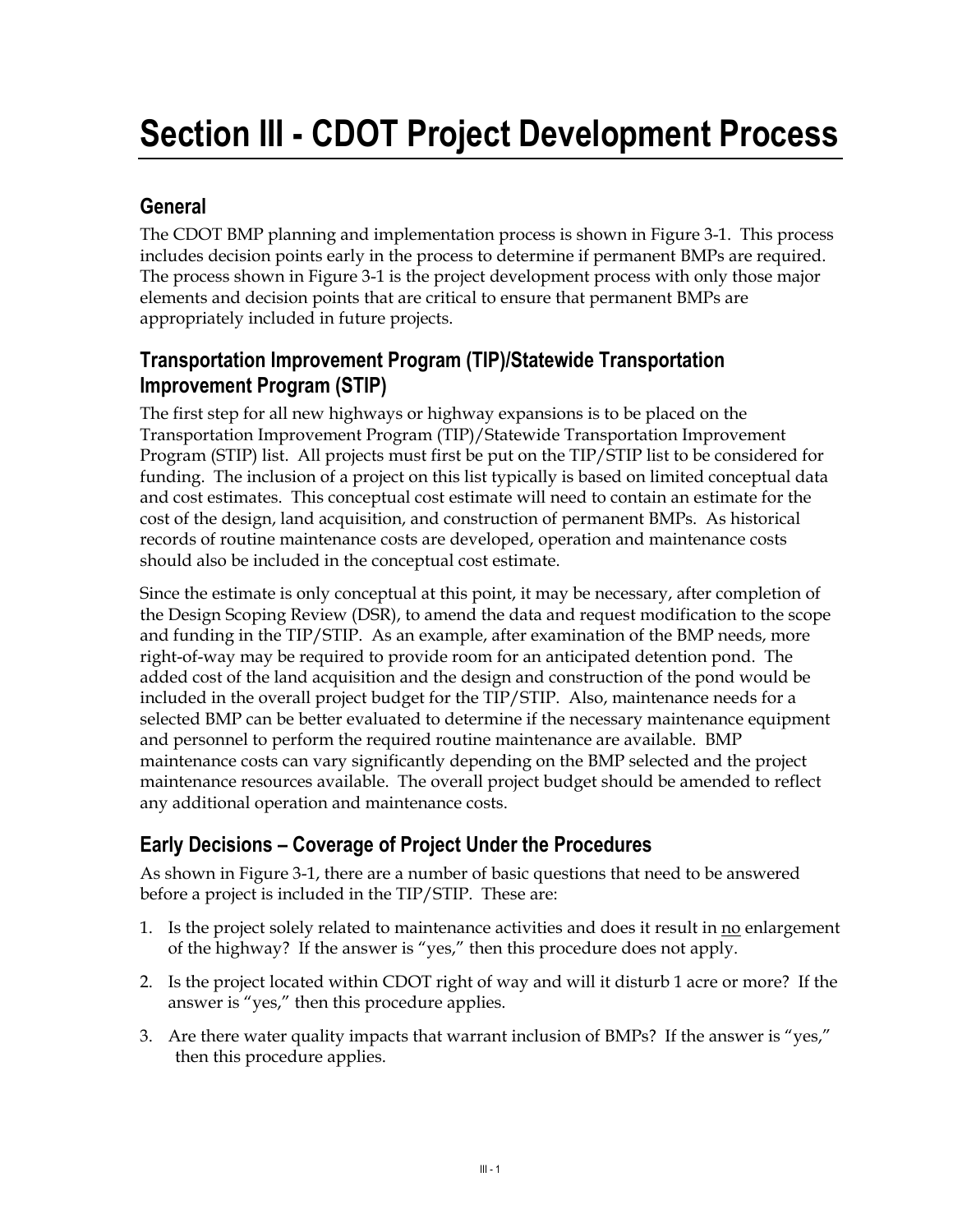# Section III - CDOT Project Development Process

## General

The CDOT BMP planning and implementation process is shown in Figure 3-1. This process includes decision points early in the process to determine if permanent BMPs are required. The process shown in Figure 3-1 is the project development process with only those major elements and decision points that are critical to ensure that permanent BMPs are appropriately included in future projects.

## Transportation Improvement Program (TIP)/Statewide Transportation Improvement Program (STIP)

The first step for all new highways or highway expansions is to be placed on the Transportation Improvement Program (TIP)/Statewide Transportation Improvement Program (STIP) list. All projects must first be put on the TIP/STIP list to be considered for funding. The inclusion of a project on this list typically is based on limited conceptual data and cost estimates. This conceptual cost estimate will need to contain an estimate for the cost of the design, land acquisition, and construction of permanent BMPs. As historical records of routine maintenance costs are developed, operation and maintenance costs should also be included in the conceptual cost estimate.

Since the estimate is only conceptual at this point, it may be necessary, after completion of the Design Scoping Review (DSR), to amend the data and request modification to the scope and funding in the TIP/STIP. As an example, after examination of the BMP needs, more right-of-way may be required to provide room for an anticipated detention pond. The added cost of the land acquisition and the design and construction of the pond would be included in the overall project budget for the TIP/STIP. Also, maintenance needs for a selected BMP can be better evaluated to determine if the necessary maintenance equipment and personnel to perform the required routine maintenance are available. BMP maintenance costs can vary significantly depending on the BMP selected and the project maintenance resources available. The overall project budget should be amended to reflect any additional operation and maintenance costs.

## Early Decisions – Coverage of Project Under the Procedures

As shown in Figure 3-1, there are a number of basic questions that need to be answered before a project is included in the TIP/STIP. These are:

1. Is the project solely related to maintenance activities and does it result in no enlargement of the highway? If the answer is "yes," then this procedure does not apply.
2. Is the project located within CDOT right of way and will it disturb 1 acre or more? If the answer is "yes," then this procedure applies.
3. Are there water quality impacts that warrant inclusion of BMPs? If the answer is "yes," then this procedure applies.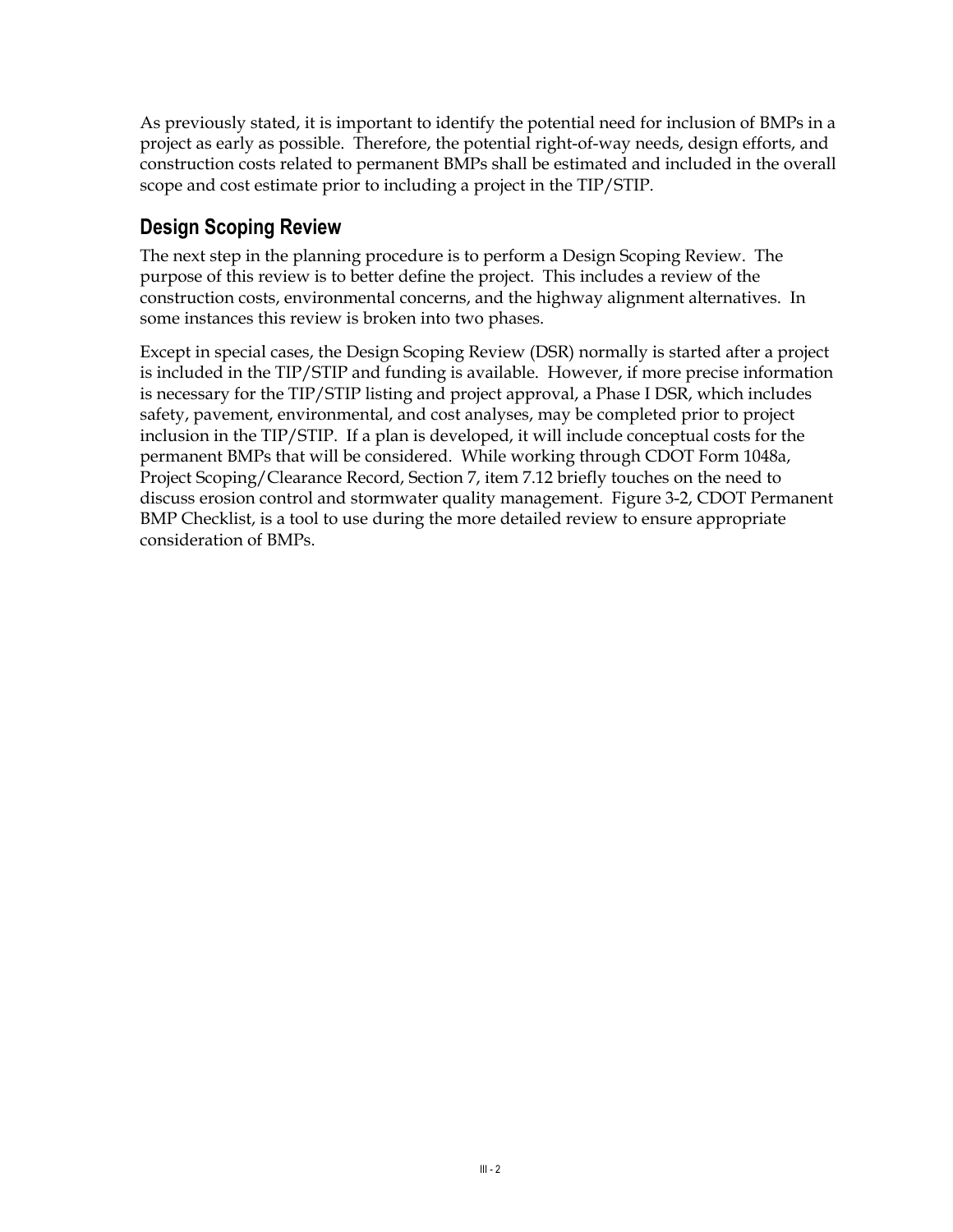As previously stated, it is important to identify the potential need for inclusion of BMPs in a project as early as possible. Therefore, the potential right-of-way needs, design efforts, and construction costs related to permanent BMPs shall be estimated and included in the overall scope and cost estimate prior to including a project in the TIP/STIP.

## Design Scoping Review

The next step in the planning procedure is to perform a Design Scoping Review. The purpose of this review is to better define the project. This includes a review of the construction costs, environmental concerns, and the highway alignment alternatives. In some instances this review is broken into two phases.

Except in special cases, the Design Scoping Review (DSR) normally is started after a project is included in the TIP/STIP and funding is available. However, if more precise information is necessary for the TIP/STIP listing and project approval, a Phase I DSR, which includes safety, pavement, environmental, and cost analyses, may be completed prior to project inclusion in the TIP/STIP. If a plan is developed, it will include conceptual costs for the permanent BMPs that will be considered. While working through CDOT Form 1048a, Project Scoping/Clearance Record, Section 7, item 7.12 briefly touches on the need to discuss erosion control and stormwater quality management. Figure 3-2, CDOT Permanent BMP Checklist, is a tool to use during the more detailed review to ensure appropriate consideration of BMPs.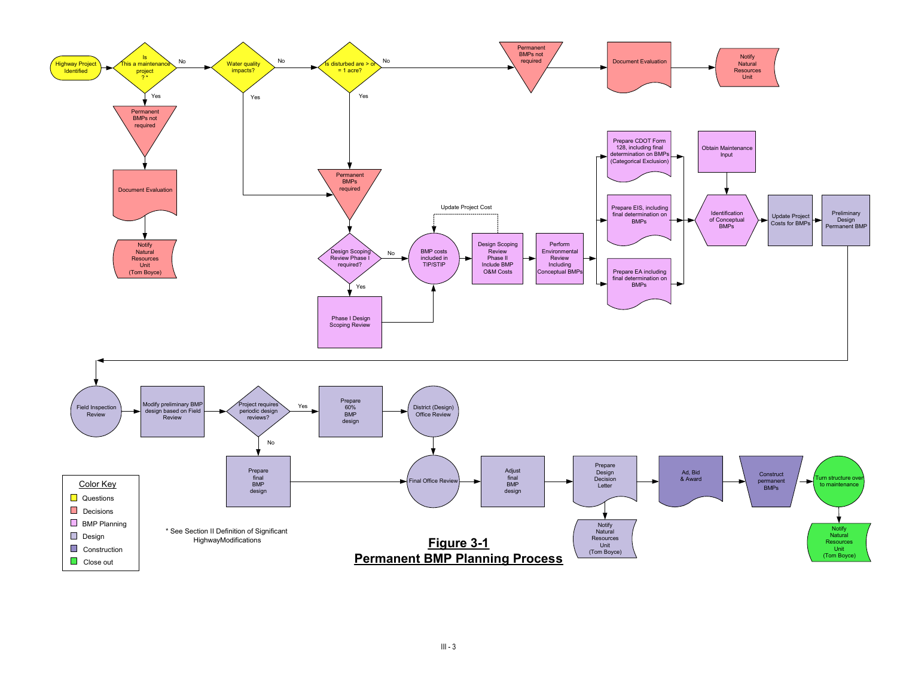Highway Project Identified

Is This a maintenance project ? *

No

Yes

Water quality impacts?

No

Yes

Is disturbed are > or = 1 acre?

No

Yes

Permanent BMPs not required

Document Evaluation

Notify Natural Resources Unit

Permanent BMPs not required

Document Evaluation

Notify Natural Resources Unit (Tom Boyce)

Permanent BMPs required

Design Scoping Review Phase I required?

No

Yes

Phase I Design Scoping Review

BMP costs included in TIP/STIP

Update Project Cost

Design Scoping Review Phase II Include BMP O&M Costs

Perform Environmental Review Including Conceptual BMPs

Prepare CDOT Form 128, including final determination on BMPs (Categorical Exclusion)

Prepare EIS, including final determination on BMPs

Prepare EA including final determination on BMPs

Obtain Maintenance Input

Identification of Conceptual BMPs

Update Project Costs for BMPs

Preliminary Design Permanent BMP

Field Inspection Review

Modify preliminary BMP design based on Field Review

Project requires periodic design reviews?

Yes

No

Prepare 60% BMP design

District (Design) Office Review

Prepare final BMP design

Final Office Review

Adjust final BMP design

Prepare Design Decision Letter

Notify Natural Resources Unit (Tom Boyce)

Ad, Bid & Award

Construct permanent BMPs

Turn structure over to maintenance

Notify Natural Resources Unit (Tom Boyce)

Color Key

- Questions
- Decisions
- BMP Planning
- Design
- Construction
- Close out

* See Section II Definition of Significant HighwayModifications

**Figure 3-1**
**Permanent BMP Planning Process**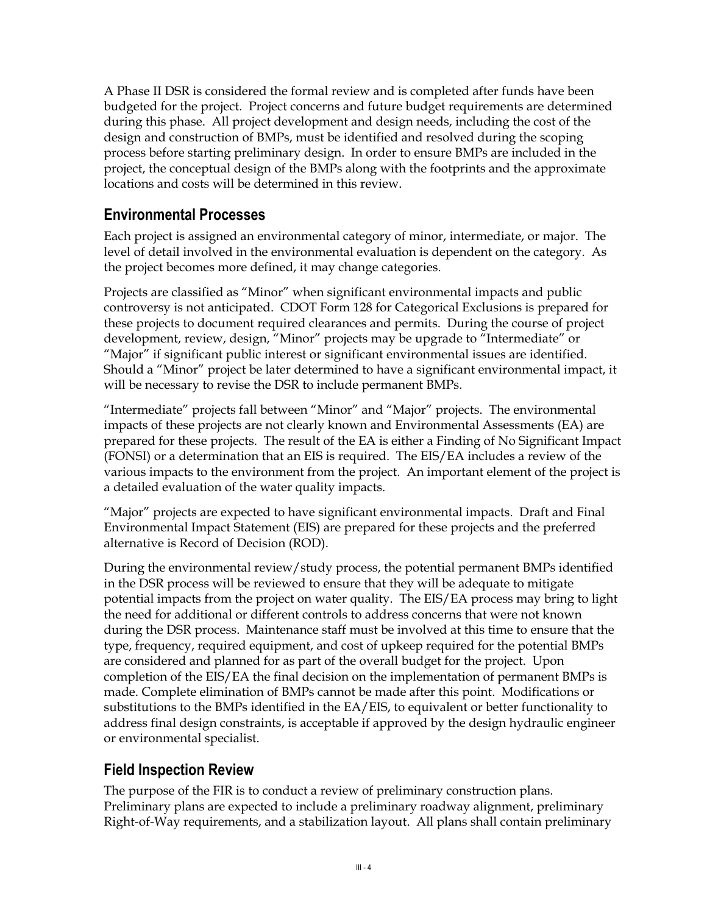A Phase II DSR is considered the formal review and is completed after funds have been budgeted for the project. Project concerns and future budget requirements are determined during this phase. All project development and design needs, including the cost of the design and construction of BMPs, must be identified and resolved during the scoping process before starting preliminary design. In order to ensure BMPs are included in the project, the conceptual design of the BMPs along with the footprints and the approximate locations and costs will be determined in this review.

## Environmental Processes

Each project is assigned an environmental category of minor, intermediate, or major. The level of detail involved in the environmental evaluation is dependent on the category. As the project becomes more defined, it may change categories.

Projects are classified as "Minor" when significant environmental impacts and public controversy is not anticipated. CDOT Form 128 for Categorical Exclusions is prepared for these projects to document required clearances and permits. During the course of project development, review, design, "Minor" projects may be upgrade to "Intermediate" or "Major" if significant public interest or significant environmental issues are identified. Should a "Minor" project be later determined to have a significant environmental impact, it will be necessary to revise the DSR to include permanent BMPs.

"Intermediate" projects fall between "Minor" and "Major" projects. The environmental impacts of these projects are not clearly known and Environmental Assessments (EA) are prepared for these projects. The result of the EA is either a Finding of No Significant Impact (FONSI) or a determination that an EIS is required. The EIS/EA includes a review of the various impacts to the environment from the project. An important element of the project is a detailed evaluation of the water quality impacts.

"Major" projects are expected to have significant environmental impacts. Draft and Final Environmental Impact Statement (EIS) are prepared for these projects and the preferred alternative is Record of Decision (ROD).

During the environmental review/study process, the potential permanent BMPs identified in the DSR process will be reviewed to ensure that they will be adequate to mitigate potential impacts from the project on water quality. The EIS/EA process may bring to light the need for additional or different controls to address concerns that were not known during the DSR process. Maintenance staff must be involved at this time to ensure that the type, frequency, required equipment, and cost of upkeep required for the potential BMPs are considered and planned for as part of the overall budget for the project. Upon completion of the EIS/EA the final decision on the implementation of permanent BMPs is made. Complete elimination of BMPs cannot be made after this point. Modifications or substitutions to the BMPs identified in the EA/EIS, to equivalent or better functionality to address final design constraints, is acceptable if approved by the design hydraulic engineer or environmental specialist.

## Field Inspection Review

The purpose of the FIR is to conduct a review of preliminary construction plans. Preliminary plans are expected to include a preliminary roadway alignment, preliminary Right-of-Way requirements, and a stabilization layout. All plans shall contain preliminary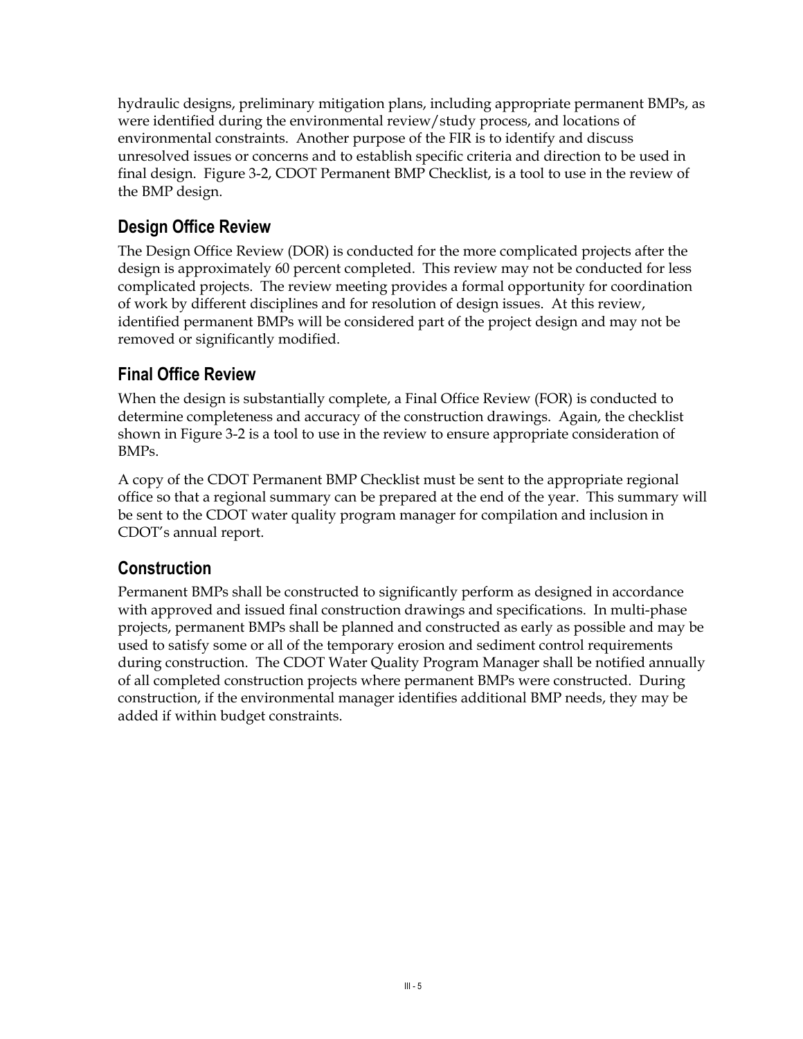hydraulic designs, preliminary mitigation plans, including appropriate permanent BMPs, as were identified during the environmental review/study process, and locations of environmental constraints. Another purpose of the FIR is to identify and discuss unresolved issues or concerns and to establish specific criteria and direction to be used in final design. Figure 3-2, CDOT Permanent BMP Checklist, is a tool to use in the review of the BMP design.

## Design Office Review

The Design Office Review (DOR) is conducted for the more complicated projects after the design is approximately 60 percent completed. This review may not be conducted for less complicated projects. The review meeting provides a formal opportunity for coordination of work by different disciplines and for resolution of design issues. At this review, identified permanent BMPs will be considered part of the project design and may not be removed or significantly modified.

## Final Office Review

When the design is substantially complete, a Final Office Review (FOR) is conducted to determine completeness and accuracy of the construction drawings. Again, the checklist shown in Figure 3-2 is a tool to use in the review to ensure appropriate consideration of BMPs.

A copy of the CDOT Permanent BMP Checklist must be sent to the appropriate regional office so that a regional summary can be prepared at the end of the year. This summary will be sent to the CDOT water quality program manager for compilation and inclusion in CDOT's annual report.

## Construction

Permanent BMPs shall be constructed to significantly perform as designed in accordance with approved and issued final construction drawings and specifications. In multi-phase projects, permanent BMPs shall be planned and constructed as early as possible and may be used to satisfy some or all of the temporary erosion and sediment control requirements during construction. The CDOT Water Quality Program Manager shall be notified annually of all completed construction projects where permanent BMPs were constructed. During construction, if the environmental manager identifies additional BMP needs, they may be added if within budget constraints.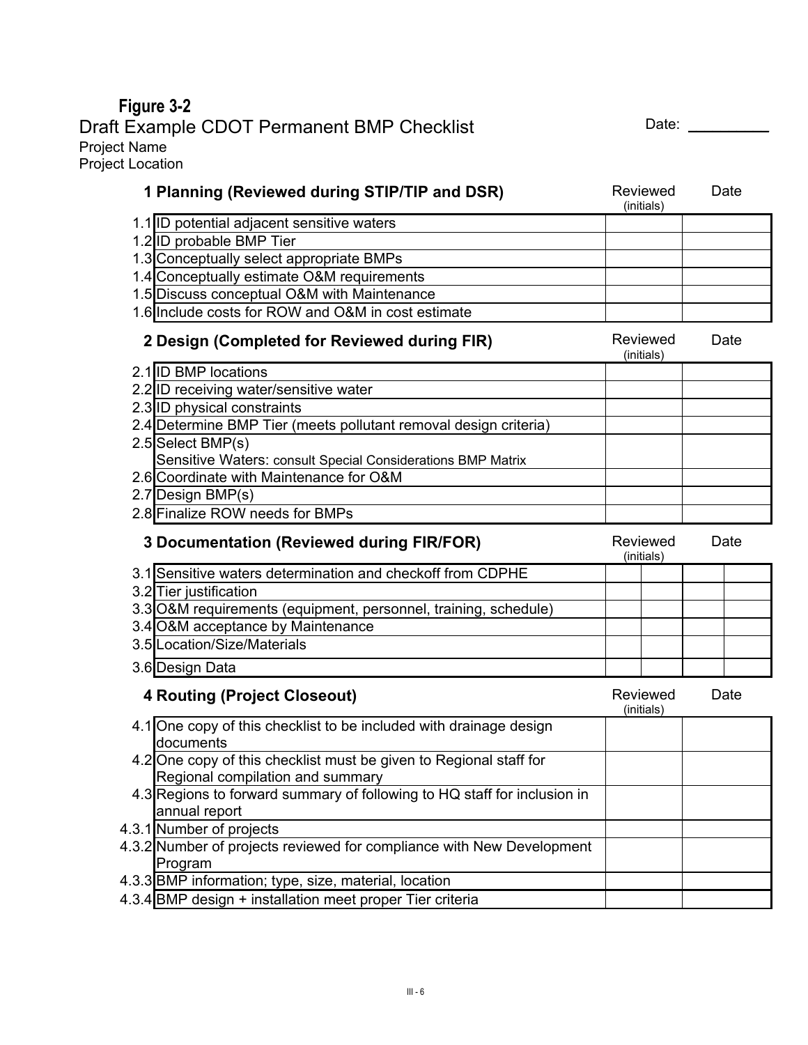**Figure 3-2**

Draft Example CDOT Permanent BMP Checklist

Date: __________

Project Name

Project Location

| | 1 Planning (Reviewed during STIP/TIP and DSR) | Reviewed (initials) | Date |
|---|---|---|---|
| 1.1 | ID potential adjacent sensitive waters | | |
| 1.2 | ID probable BMP Tier | | |
| 1.3 | Conceptually select appropriate BMPs | | |
| 1.4 | Conceptually estimate O&M requirements | | |
| 1.5 | Discuss conceptual O&M with Maintenance | | |
| 1.6 | Include costs for ROW and O&M in cost estimate | | |

| | 2 Design (Completed for Reviewed during FIR) | Reviewed (initials) | Date |
|---|---|---|---|
| 2.1 | ID BMP locations | | |
| 2.2 | ID receiving water/sensitive water | | |
| 2.3 | ID physical constraints | | |
| 2.4 | Determine BMP Tier (meets pollutant removal design criteria) | | |
| 2.5 | Select BMP(s) Sensitive Waters: consult Special Considerations BMP Matrix | | |
| 2.6 | Coordinate with Maintenance for O&M | | |
| 2.7 | Design BMP(s) | | |
| 2.8 | Finalize ROW needs for BMPs | | |

| | 3 Documentation (Reviewed during FIR/FOR) | Reviewed (initials) | | Date | |
|---|---|---|---|---|---|
| 3.1 | Sensitive waters determination and checkoff from CDPHE | | | | |
| 3.2 | Tier justification | | | | |
| 3.3 | O&M requirements (equipment, personnel, training, schedule) | | | | |
| 3.4 | O&M acceptance by Maintenance | | | | |
| 3.5 | Location/Size/Materials | | | | |
| 3.6 | Design Data | | | | |

| | 4 Routing (Project Closeout) | Reviewed (initials) | Date |
|---|---|---|---|
| 4.1 | One copy of this checklist to be included with drainage design documents | | |
| 4.2 | One copy of this checklist must be given to Regional staff for Regional compilation and summary | | |
| 4.3 | Regions to forward summary of following to HQ staff for inclusion in annual report | | |
| 4.3.1 | Number of projects | | |
| 4.3.2 | Number of projects reviewed for compliance with New Development Program | | |
| 4.3.3 | BMP information; type, size, material, location | | |
| 4.3.4 | BMP design + installation meet proper Tier criteria | | |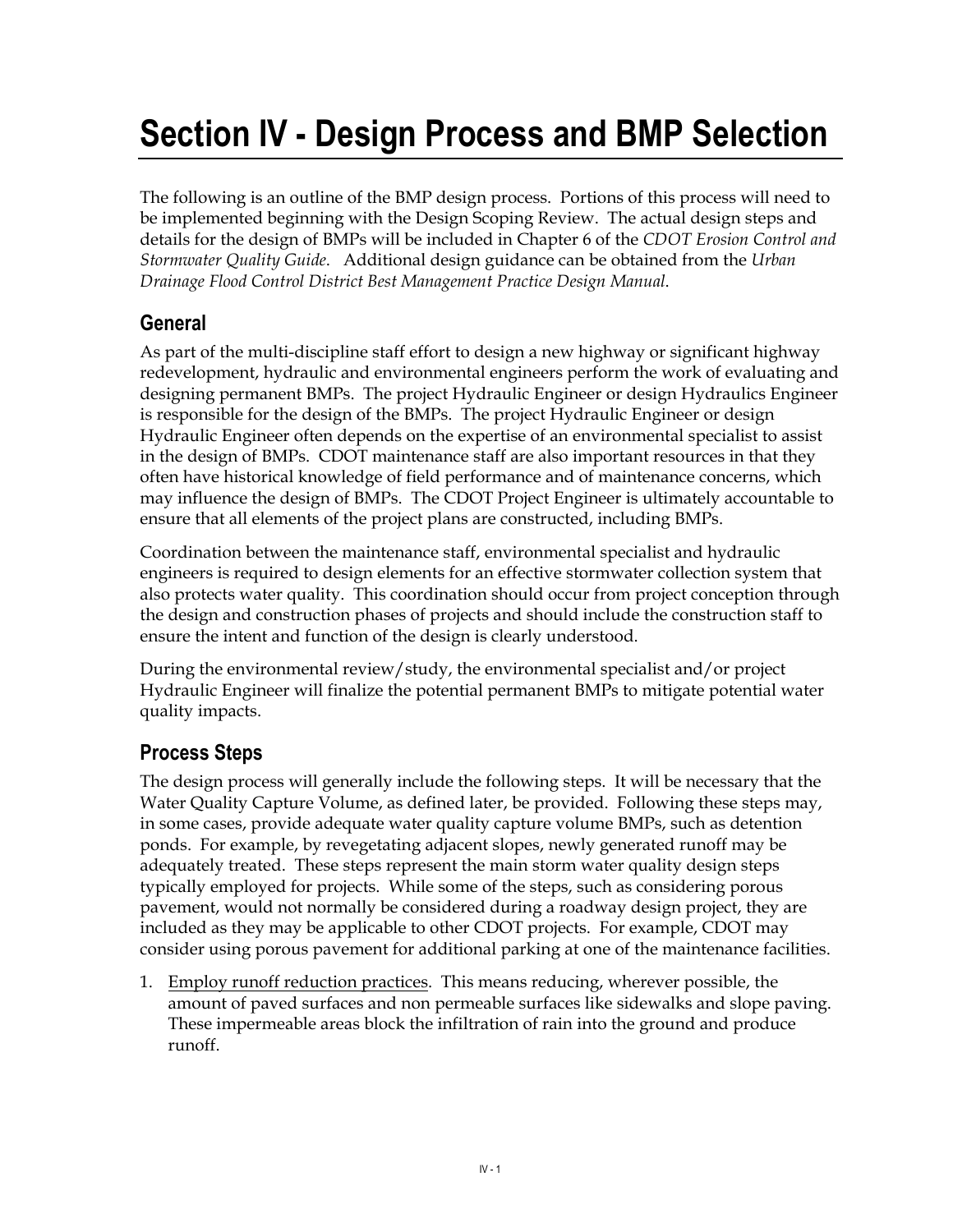# Section IV - Design Process and BMP Selection

The following is an outline of the BMP design process. Portions of this process will need to be implemented beginning with the Design Scoping Review. The actual design steps and details for the design of BMPs will be included in Chapter 6 of the *CDOT Erosion Control and Stormwater Quality Guide*. Additional design guidance can be obtained from the *Urban Drainage Flood Control District Best Management Practice Design Manual*.

## General

As part of the multi-discipline staff effort to design a new highway or significant highway redevelopment, hydraulic and environmental engineers perform the work of evaluating and designing permanent BMPs. The project Hydraulic Engineer or design Hydraulics Engineer is responsible for the design of the BMPs. The project Hydraulic Engineer or design Hydraulic Engineer often depends on the expertise of an environmental specialist to assist in the design of BMPs. CDOT maintenance staff are also important resources in that they often have historical knowledge of field performance and of maintenance concerns, which may influence the design of BMPs. The CDOT Project Engineer is ultimately accountable to ensure that all elements of the project plans are constructed, including BMPs.

Coordination between the maintenance staff, environmental specialist and hydraulic engineers is required to design elements for an effective stormwater collection system that also protects water quality. This coordination should occur from project conception through the design and construction phases of projects and should include the construction staff to ensure the intent and function of the design is clearly understood.

During the environmental review/study, the environmental specialist and/or project Hydraulic Engineer will finalize the potential permanent BMPs to mitigate potential water quality impacts.

## Process Steps

The design process will generally include the following steps. It will be necessary that the Water Quality Capture Volume, as defined later, be provided. Following these steps may, in some cases, provide adequate water quality capture volume BMPs, such as detention ponds. For example, by revegetating adjacent slopes, newly generated runoff may be adequately treated. These steps represent the main storm water quality design steps typically employed for projects. While some of the steps, such as considering porous pavement, would not normally be considered during a roadway design project, they are included as they may be applicable to other CDOT projects. For example, CDOT may consider using porous pavement for additional parking at one of the maintenance facilities.

1. Employ runoff reduction practices. This means reducing, wherever possible, the amount of paved surfaces and non permeable surfaces like sidewalks and slope paving. These impermeable areas block the infiltration of rain into the ground and produce runoff.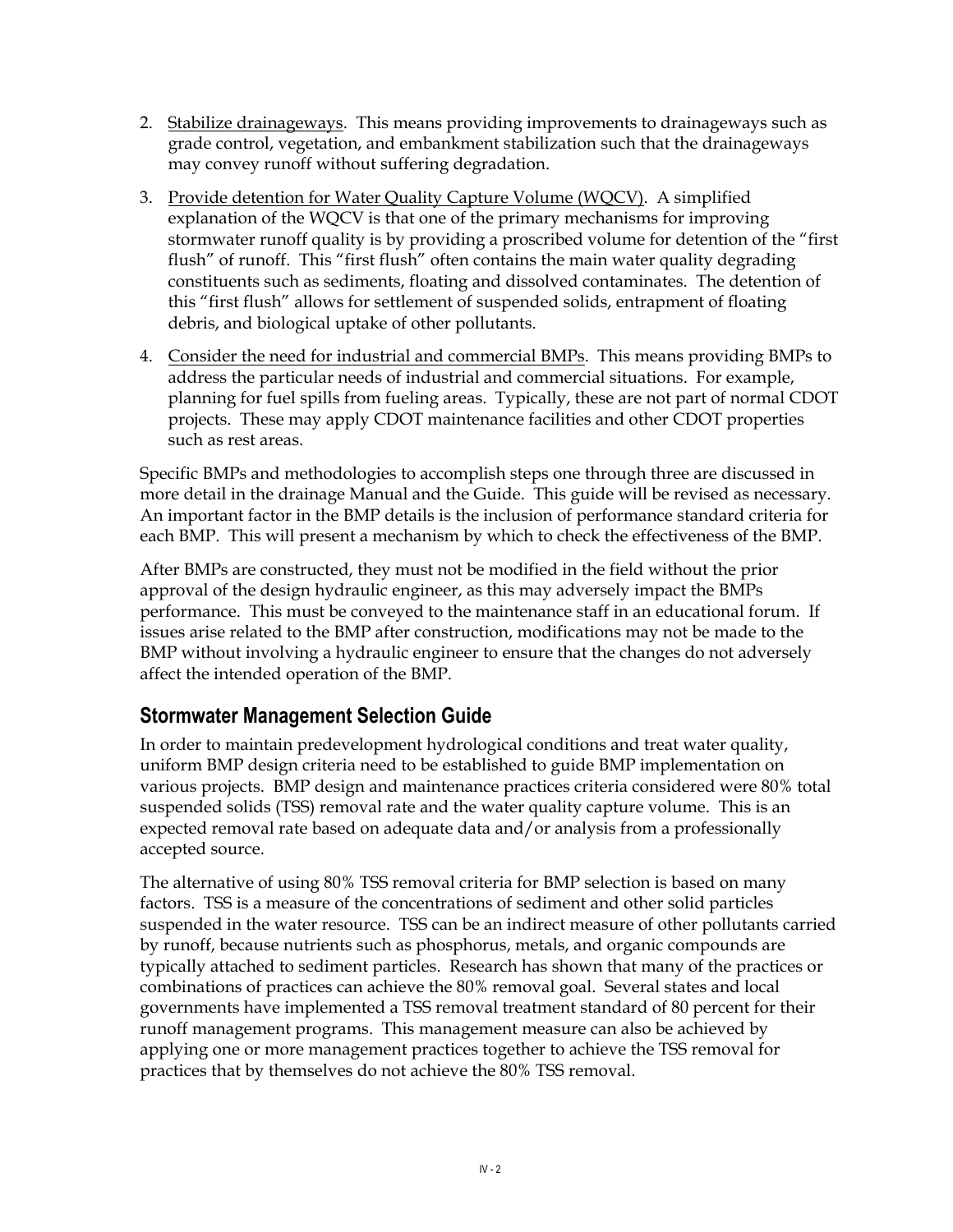2. Stabilize drainageways. This means providing improvements to drainageways such as grade control, vegetation, and embankment stabilization such that the drainageways may convey runoff without suffering degradation.

3. Provide detention for Water Quality Capture Volume (WQCV). A simplified explanation of the WQCV is that one of the primary mechanisms for improving stormwater runoff quality is by providing a proscribed volume for detention of the “first flush” of runoff. This “first flush” often contains the main water quality degrading constituents such as sediments, floating and dissolved contaminates. The detention of this “first flush” allows for settlement of suspended solids, entrapment of floating debris, and biological uptake of other pollutants.

4. Consider the need for industrial and commercial BMPs. This means providing BMPs to address the particular needs of industrial and commercial situations. For example, planning for fuel spills from fueling areas. Typically, these are not part of normal CDOT projects. These may apply CDOT maintenance facilities and other CDOT properties such as rest areas.

Specific BMPs and methodologies to accomplish steps one through three are discussed in more detail in the drainage Manual and the Guide. This guide will be revised as necessary. An important factor in the BMP details is the inclusion of performance standard criteria for each BMP. This will present a mechanism by which to check the effectiveness of the BMP.

After BMPs are constructed, they must not be modified in the field without the prior approval of the design hydraulic engineer, as this may adversely impact the BMPs performance. This must be conveyed to the maintenance staff in an educational forum. If issues arise related to the BMP after construction, modifications may not be made to the BMP without involving a hydraulic engineer to ensure that the changes do not adversely affect the intended operation of the BMP.

## Stormwater Management Selection Guide

In order to maintain predevelopment hydrological conditions and treat water quality, uniform BMP design criteria need to be established to guide BMP implementation on various projects. BMP design and maintenance practices criteria considered were 80% total suspended solids (TSS) removal rate and the water quality capture volume. This is an expected removal rate based on adequate data and/or analysis from a professionally accepted source.

The alternative of using 80% TSS removal criteria for BMP selection is based on many factors. TSS is a measure of the concentrations of sediment and other solid particles suspended in the water resource. TSS can be an indirect measure of other pollutants carried by runoff, because nutrients such as phosphorus, metals, and organic compounds are typically attached to sediment particles. Research has shown that many of the practices or combinations of practices can achieve the 80% removal goal. Several states and local governments have implemented a TSS removal treatment standard of 80 percent for their runoff management programs. This management measure can also be achieved by applying one or more management practices together to achieve the TSS removal for practices that by themselves do not achieve the 80% TSS removal.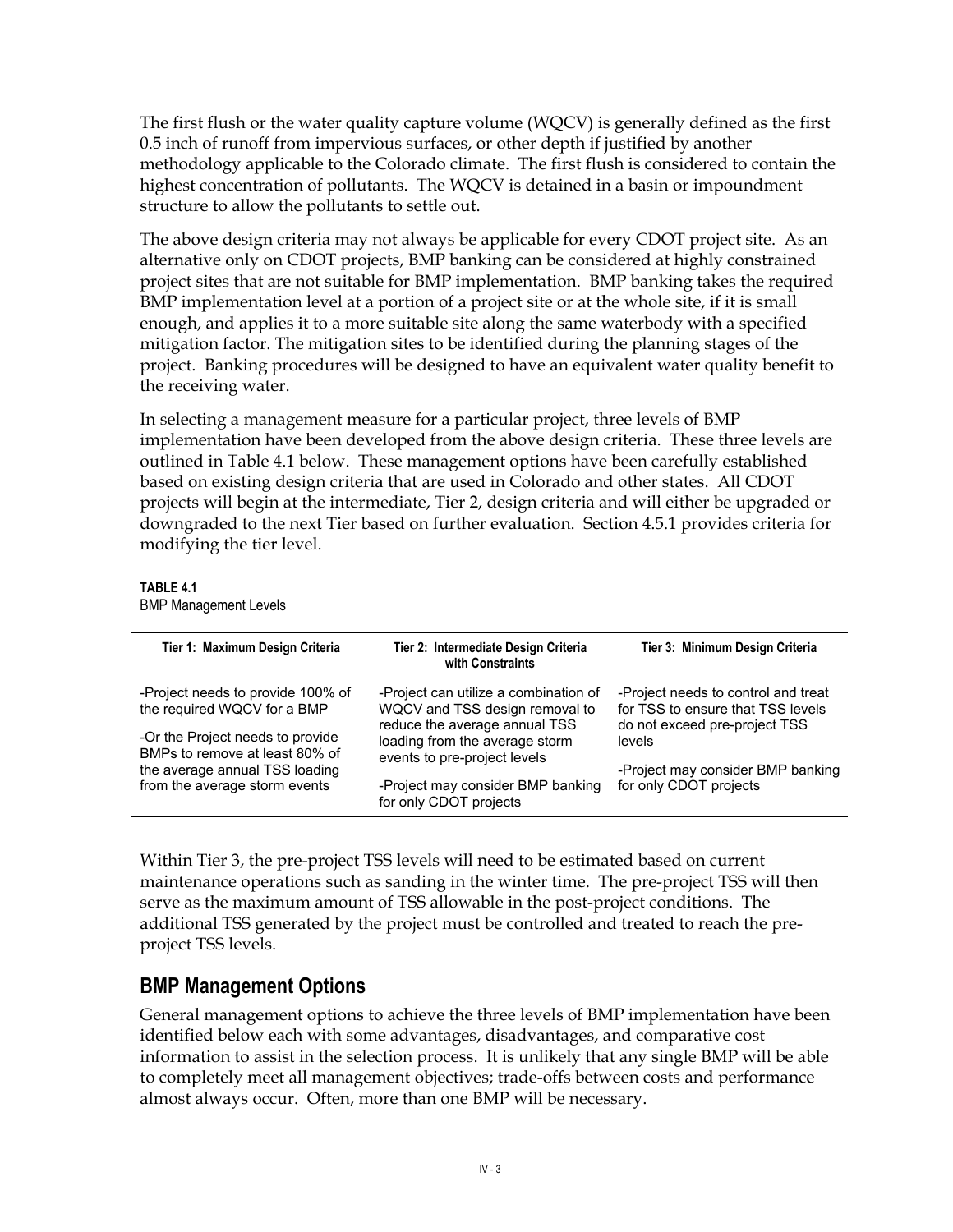The first flush or the water quality capture volume (WQCV) is generally defined as the first 0.5 inch of runoff from impervious surfaces, or other depth if justified by another methodology applicable to the Colorado climate. The first flush is considered to contain the highest concentration of pollutants. The WQCV is detained in a basin or impoundment structure to allow the pollutants to settle out.

The above design criteria may not always be applicable for every CDOT project site. As an alternative only on CDOT projects, BMP banking can be considered at highly constrained project sites that are not suitable for BMP implementation. BMP banking takes the required BMP implementation level at a portion of a project site or at the whole site, if it is small enough, and applies it to a more suitable site along the same waterbody with a specified mitigation factor. The mitigation sites to be identified during the planning stages of the project. Banking procedures will be designed to have an equivalent water quality benefit to the receiving water.

In selecting a management measure for a particular project, three levels of BMP implementation have been developed from the above design criteria. These three levels are outlined in Table 4.1 below. These management options have been carefully established based on existing design criteria that are used in Colorado and other states. All CDOT projects will begin at the intermediate, Tier 2, design criteria and will either be upgraded or downgraded to the next Tier based on further evaluation. Section 4.5.1 provides criteria for modifying the tier level.

**TABLE 4.1**
BMP Management Levels

| Tier 1: Maximum Design Criteria | Tier 2: Intermediate Design Criteria with Constraints | Tier 3: Minimum Design Criteria |
|---|---|---|
| -Project needs to provide 100% of the required WQCV for a BMP<br><br>-Or the Project needs to provide BMPs to remove at least 80% of the average annual TSS loading from the average storm events | -Project can utilize a combination of WQCV and TSS design removal to reduce the average annual TSS loading from the average storm events to pre-project levels<br><br>-Project may consider BMP banking for only CDOT projects | -Project needs to control and treat for TSS to ensure that TSS levels do not exceed pre-project TSS levels<br><br>-Project may consider BMP banking for only CDOT projects |

Within Tier 3, the pre-project TSS levels will need to be estimated based on current maintenance operations such as sanding in the winter time. The pre-project TSS will then serve as the maximum amount of TSS allowable in the post-project conditions. The additional TSS generated by the project must be controlled and treated to reach the pre-project TSS levels.

## BMP Management Options

General management options to achieve the three levels of BMP implementation have been identified below each with some advantages, disadvantages, and comparative cost information to assist in the selection process. It is unlikely that any single BMP will be able to completely meet all management objectives; trade-offs between costs and performance almost always occur. Often, more than one BMP will be necessary.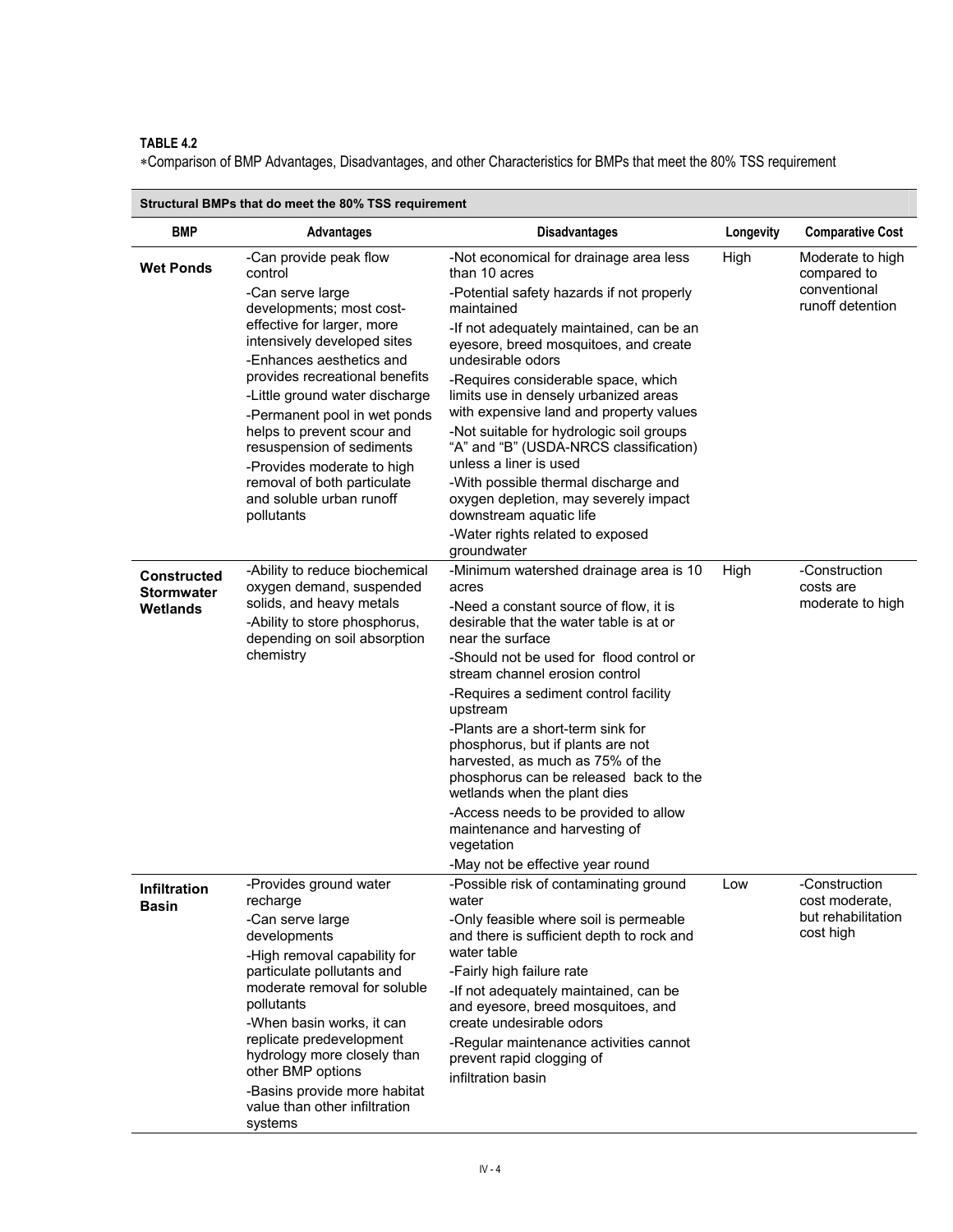**TABLE 4.2**

∗Comparison of BMP Advantages, Disadvantages, and other Characteristics for BMPs that meet the 80% TSS requirement

| Structural BMPs that do meet the 80% TSS requirement | | | | |
|---|---|---|---|---|
| **BMP** | **Advantages** | **Disadvantages** | **Longevity** | **Comparative Cost** |
| **Wet Ponds** | -Can provide peak flow control<br>-Can serve large developments; most cost-effective for larger, more intensively developed sites<br>-Enhances aesthetics and provides recreational benefits<br>-Little ground water discharge<br>-Permanent pool in wet ponds helps to prevent scour and resuspension of sediments<br>-Provides moderate to high removal of both particulate and soluble urban runoff pollutants | -Not economical for drainage area less than 10 acres<br>-Potential safety hazards if not properly maintained<br>-If not adequately maintained, can be an eyesore, breed mosquitoes, and create undesirable odors<br>-Requires considerable space, which limits use in densely urbanized areas with expensive land and property values<br>-Not suitable for hydrologic soil groups "A" and "B" (USDA-NRCS classification) unless a liner is used<br>-With possible thermal discharge and oxygen depletion, may severely impact downstream aquatic life<br>-Water rights related to exposed groundwater | High | Moderate to high compared to conventional runoff detention |
| **Constructed Stormwater Wetlands** | -Ability to reduce biochemical oxygen demand, suspended solids, and heavy metals<br>-Ability to store phosphorus, depending on soil absorption chemistry | -Minimum watershed drainage area is 10 acres<br>-Need a constant source of flow, it is desirable that the water table is at or near the surface<br>-Should not be used for flood control or stream channel erosion control<br>-Requires a sediment control facility upstream<br>-Plants are a short-term sink for phosphorus, but if plants are not harvested, as much as 75% of the phosphorus can be released back to the wetlands when the plant dies<br>-Access needs to be provided to allow maintenance and harvesting of vegetation<br>-May not be effective year round | High | -Construction costs are moderate to high |
| **Infiltration Basin** | -Provides ground water recharge<br>-Can serve large developments<br>-High removal capability for particulate pollutants and moderate removal for soluble pollutants<br>-When basin works, it can replicate predevelopment hydrology more closely than other BMP options<br>-Basins provide more habitat value than other infiltration systems | -Possible risk of contaminating ground water<br>-Only feasible where soil is permeable and there is sufficient depth to rock and water table<br>-Fairly high failure rate<br>-If not adequately maintained, can be and eyesore, breed mosquitoes, and create undesirable odors<br>-Regular maintenance activities cannot prevent rapid clogging of infiltration basin | Low | -Construction cost moderate, but rehabilitation cost high |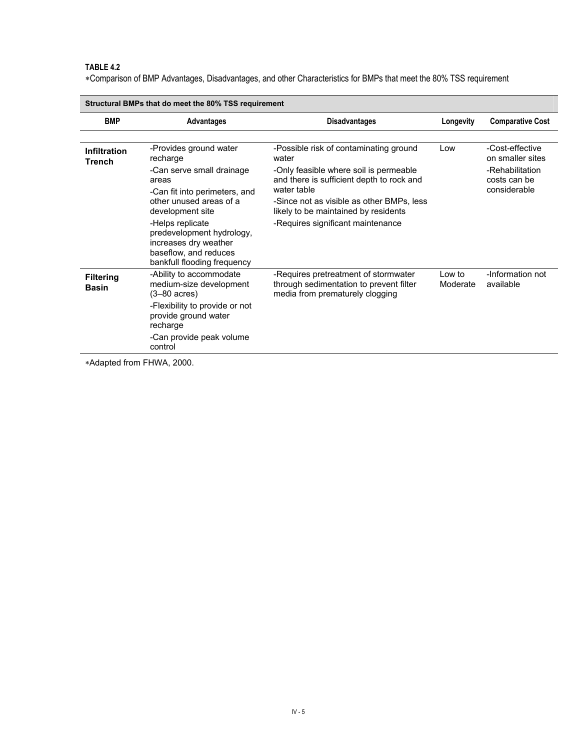**TABLE 4.2**

∗Comparison of BMP Advantages, Disadvantages, and other Characteristics for BMPs that meet the 80% TSS requirement

| Structural BMPs that do meet the 80% TSS requirement | | | | |
|---|---|---|---|---|
| **BMP** | **Advantages** | **Disadvantages** | **Longevity** | **Comparative Cost** |
| **Infiltration Trench** | -Provides ground water recharge<br>-Can serve small drainage areas<br>-Can fit into perimeters, and other unused areas of a development site<br>-Helps replicate predevelopment hydrology, increases dry weather baseflow, and reduces bankfull flooding frequency | -Possible risk of contaminating ground water<br>-Only feasible where soil is permeable and there is sufficient depth to rock and water table<br>-Since not as visible as other BMPs, less likely to be maintained by residents<br>-Requires significant maintenance | Low | -Cost-effective on smaller sites<br>-Rehabilitation costs can be considerable |
| **Filtering Basin** | -Ability to accommodate medium-size development (3–80 acres)<br>-Flexibility to provide or not provide ground water recharge<br>-Can provide peak volume control | -Requires pretreatment of stormwater through sedimentation to prevent filter media from prematurely clogging | Low to Moderate | -Information not available |

∗Adapted from FHWA, 2000.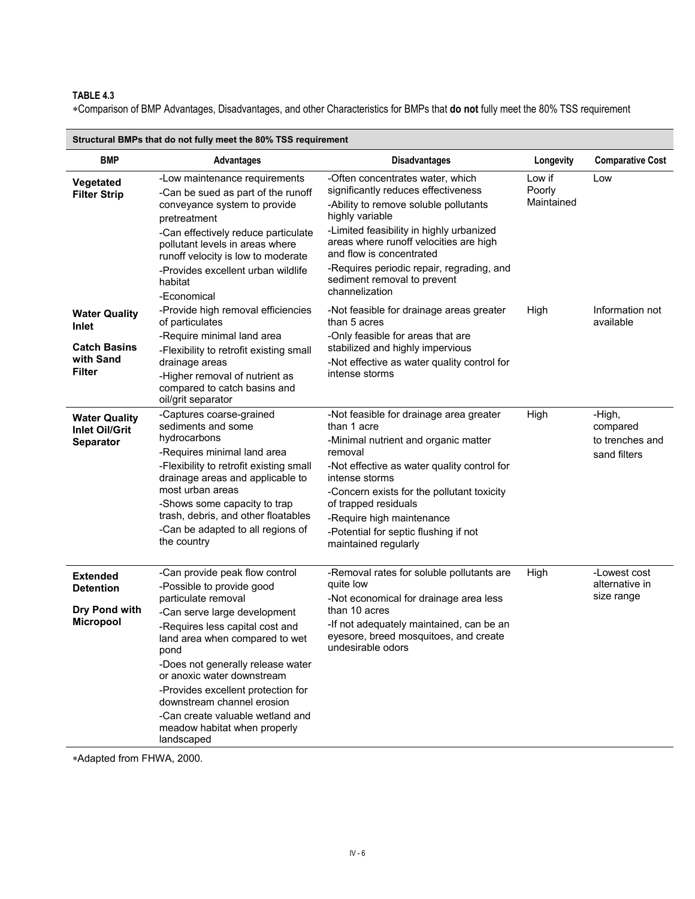**TABLE 4.3**

*Comparison of BMP Advantages, Disadvantages, and other Characteristics for BMPs that **do not** fully meet the 80% TSS requirement

| **Structural BMPs that do not fully meet the 80% TSS requirement** | | | | |
|---|---|---|---|---|
| **BMP** | **Advantages** | **Disadvantages** | **Longevity** | **Comparative Cost** |
| **Vegetated Filter Strip** | -Low maintenance requirements<br>-Can be sued as part of the runoff conveyance system to provide pretreatment<br>-Can effectively reduce particulate pollutant levels in areas where runoff velocity is low to moderate<br>-Provides excellent urban wildlife habitat<br>-Economical | -Often concentrates water, which significantly reduces effectiveness<br>-Ability to remove soluble pollutants highly variable<br>-Limited feasibility in highly urbanized areas where runoff velocities are high and flow is concentrated<br>-Requires periodic repair, regrading, and sediment removal to prevent channelization | Low if Poorly Maintained | Low |
| **Water Quality Inlet**<br><br>**Catch Basins with Sand Filter** | -Provide high removal efficiencies of particulates<br>-Require minimal land area<br>-Flexibility to retrofit existing small drainage areas<br>-Higher removal of nutrient as compared to catch basins and oil/grit separator | -Not feasible for drainage areas greater than 5 acres<br>-Only feasible for areas that are stabilized and highly impervious<br>-Not effective as water quality control for intense storms | High | Information not available |
| **Water Quality Inlet Oil/Grit Separator** | -Captures coarse-grained sediments and some hydrocarbons<br>-Requires minimal land area<br>-Flexibility to retrofit existing small drainage areas and applicable to most urban areas<br>-Shows some capacity to trap trash, debris, and other floatables<br>-Can be adapted to all regions of the country | -Not feasible for drainage area greater than 1 acre<br>-Minimal nutrient and organic matter removal<br>-Not effective as water quality control for intense storms<br>-Concern exists for the pollutant toxicity of trapped residuals<br>-Require high maintenance<br>-Potential for septic flushing if not maintained regularly | High | -High, compared to trenches and sand filters |
| **Extended Detention**<br><br>**Dry Pond with Micropool** | -Can provide peak flow control<br>-Possible to provide good particulate removal<br>-Can serve large development<br>-Requires less capital cost and land area when compared to wet pond<br>-Does not generally release water or anoxic water downstream<br>-Provides excellent protection for downstream channel erosion<br>-Can create valuable wetland and meadow habitat when properly landscaped | -Removal rates for soluble pollutants are quite low<br>-Not economical for drainage area less than 10 acres<br>-If not adequately maintained, can be an eyesore, breed mosquitoes, and create undesirable odors | High | -Lowest cost alternative in size range |

*Adapted from FHWA, 2000.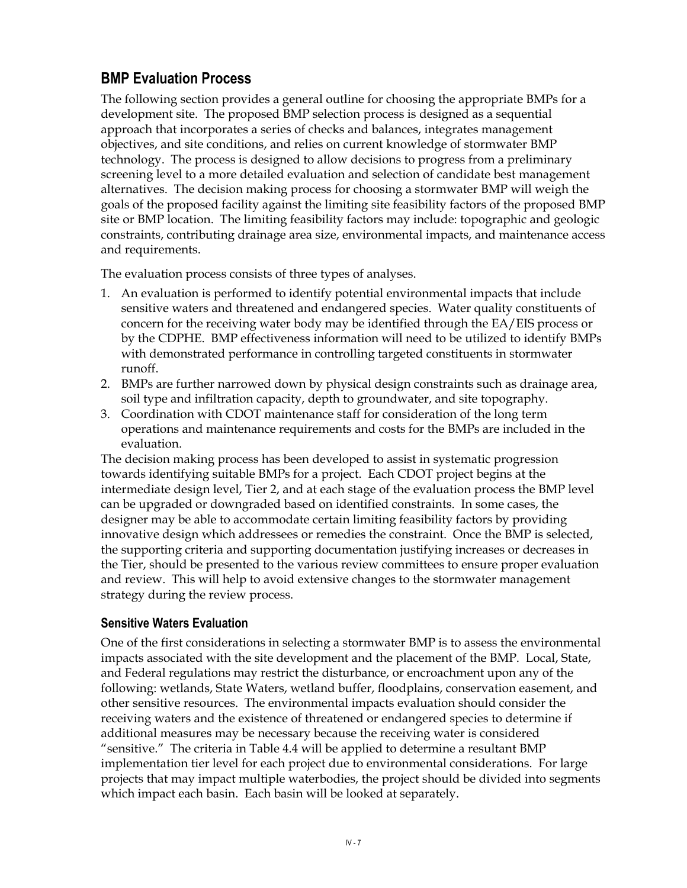## BMP Evaluation Process

The following section provides a general outline for choosing the appropriate BMPs for a development site. The proposed BMP selection process is designed as a sequential approach that incorporates a series of checks and balances, integrates management objectives, and site conditions, and relies on current knowledge of stormwater BMP technology. The process is designed to allow decisions to progress from a preliminary screening level to a more detailed evaluation and selection of candidate best management alternatives. The decision making process for choosing a stormwater BMP will weigh the goals of the proposed facility against the limiting site feasibility factors of the proposed BMP site or BMP location. The limiting feasibility factors may include: topographic and geologic constraints, contributing drainage area size, environmental impacts, and maintenance access and requirements.

The evaluation process consists of three types of analyses.

1. An evaluation is performed to identify potential environmental impacts that include sensitive waters and threatened and endangered species. Water quality constituents of concern for the receiving water body may be identified through the EA/EIS process or by the CDPHE. BMP effectiveness information will need to be utilized to identify BMPs with demonstrated performance in controlling targeted constituents in stormwater runoff.
2. BMPs are further narrowed down by physical design constraints such as drainage area, soil type and infiltration capacity, depth to groundwater, and site topography.
3. Coordination with CDOT maintenance staff for consideration of the long term operations and maintenance requirements and costs for the BMPs are included in the evaluation.

The decision making process has been developed to assist in systematic progression towards identifying suitable BMPs for a project. Each CDOT project begins at the intermediate design level, Tier 2, and at each stage of the evaluation process the BMP level can be upgraded or downgraded based on identified constraints. In some cases, the designer may be able to accommodate certain limiting feasibility factors by providing innovative design which addressees or remedies the constraint. Once the BMP is selected, the supporting criteria and supporting documentation justifying increases or decreases in the Tier, should be presented to the various review committees to ensure proper evaluation and review. This will help to avoid extensive changes to the stormwater management strategy during the review process.

### Sensitive Waters Evaluation

One of the first considerations in selecting a stormwater BMP is to assess the environmental impacts associated with the site development and the placement of the BMP. Local, State, and Federal regulations may restrict the disturbance, or encroachment upon any of the following: wetlands, State Waters, wetland buffer, floodplains, conservation easement, and other sensitive resources. The environmental impacts evaluation should consider the receiving waters and the existence of threatened or endangered species to determine if additional measures may be necessary because the receiving water is considered "sensitive." The criteria in Table 4.4 will be applied to determine a resultant BMP implementation tier level for each project due to environmental considerations. For large projects that may impact multiple waterbodies, the project should be divided into segments which impact each basin. Each basin will be looked at separately.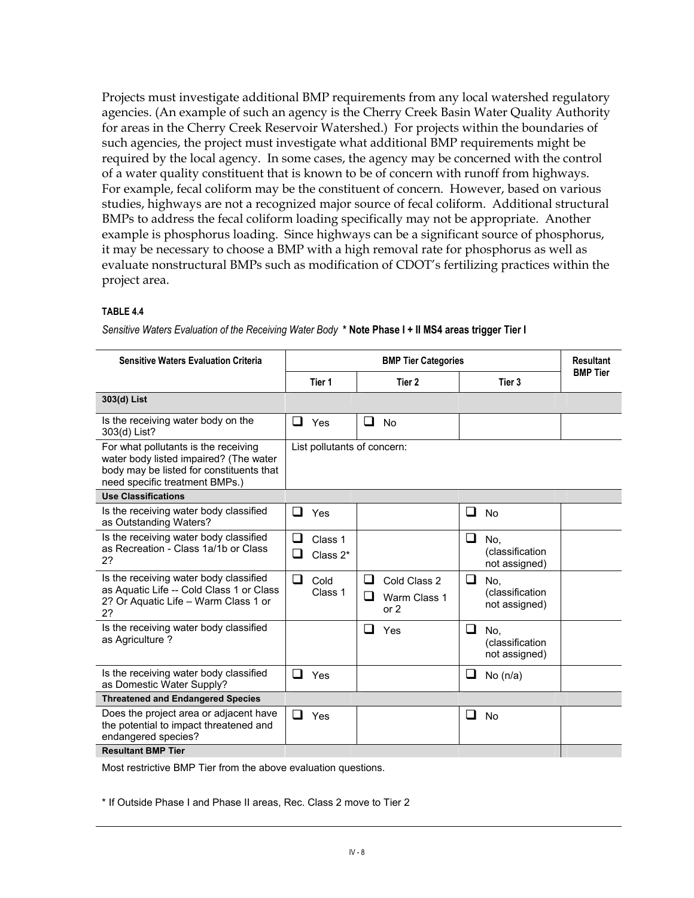Projects must investigate additional BMP requirements from any local watershed regulatory agencies. (An example of such an agency is the Cherry Creek Basin Water Quality Authority for areas in the Cherry Creek Reservoir Watershed.) For projects within the boundaries of such agencies, the project must investigate what additional BMP requirements might be required by the local agency. In some cases, the agency may be concerned with the control of a water quality constituent that is known to be of concern with runoff from highways. For example, fecal coliform may be the constituent of concern. However, based on various studies, highways are not a recognized major source of fecal coliform. Additional structural BMPs to address the fecal coliform loading specifically may not be appropriate. Another example is phosphorus loading. Since highways can be a significant source of phosphorus, it may be necessary to choose a BMP with a high removal rate for phosphorus as well as evaluate nonstructural BMPs such as modification of CDOT's fertilizing practices within the project area.

**TABLE 4.4**

*Sensitive Waters Evaluation of the Receiving Water Body* **\* Note Phase I + II MS4 areas trigger Tier I**

| Sensitive Waters Evaluation Criteria | BMP Tier Categories | | | Resultant BMP Tier |
|---|---|---|---|---|
| | Tier 1 | Tier 2 | Tier 3 | |
| **303(d) List** | | | | |
| Is the receiving water body on the 303(d) List? | ❑ Yes | ❑ No | | |
| For what pollutants is the receiving water body listed impaired? (The water body may be listed for constituents that need specific treatment BMPs.) | List pollutants of concern: | | | |
| **Use Classifications** | | | | |
| Is the receiving water body classified as Outstanding Waters? | ❑ Yes | | ❑ No | |
| Is the receiving water body classified as Recreation - Class 1a/1b or Class 2? | ❑ Class 1<br>❑ Class 2* | | ❑ No, (classification not assigned) | |
| Is the receiving water body classified as Aquatic Life -- Cold Class 1 or Class 2? Or Aquatic Life – Warm Class 1 or 2? | ❑ Cold Class 1 | ❑ Cold Class 2<br>❑ Warm Class 1 or 2 | ❑ No, (classification not assigned) | |
| Is the receiving water body classified as Agriculture ? | | ❑ Yes | ❑ No, (classification not assigned) | |
| Is the receiving water body classified as Domestic Water Supply? | ❑ Yes | | ❑ No (n/a) | |
| **Threatened and Endangered Species** | | | | |
| Does the project area or adjacent have the potential to impact threatened and endangered species? | ❑ Yes | | ❑ No | |
| **Resultant BMP Tier** | | | | |

Most restrictive BMP Tier from the above evaluation questions.

\* If Outside Phase I and Phase II areas, Rec. Class 2 move to Tier 2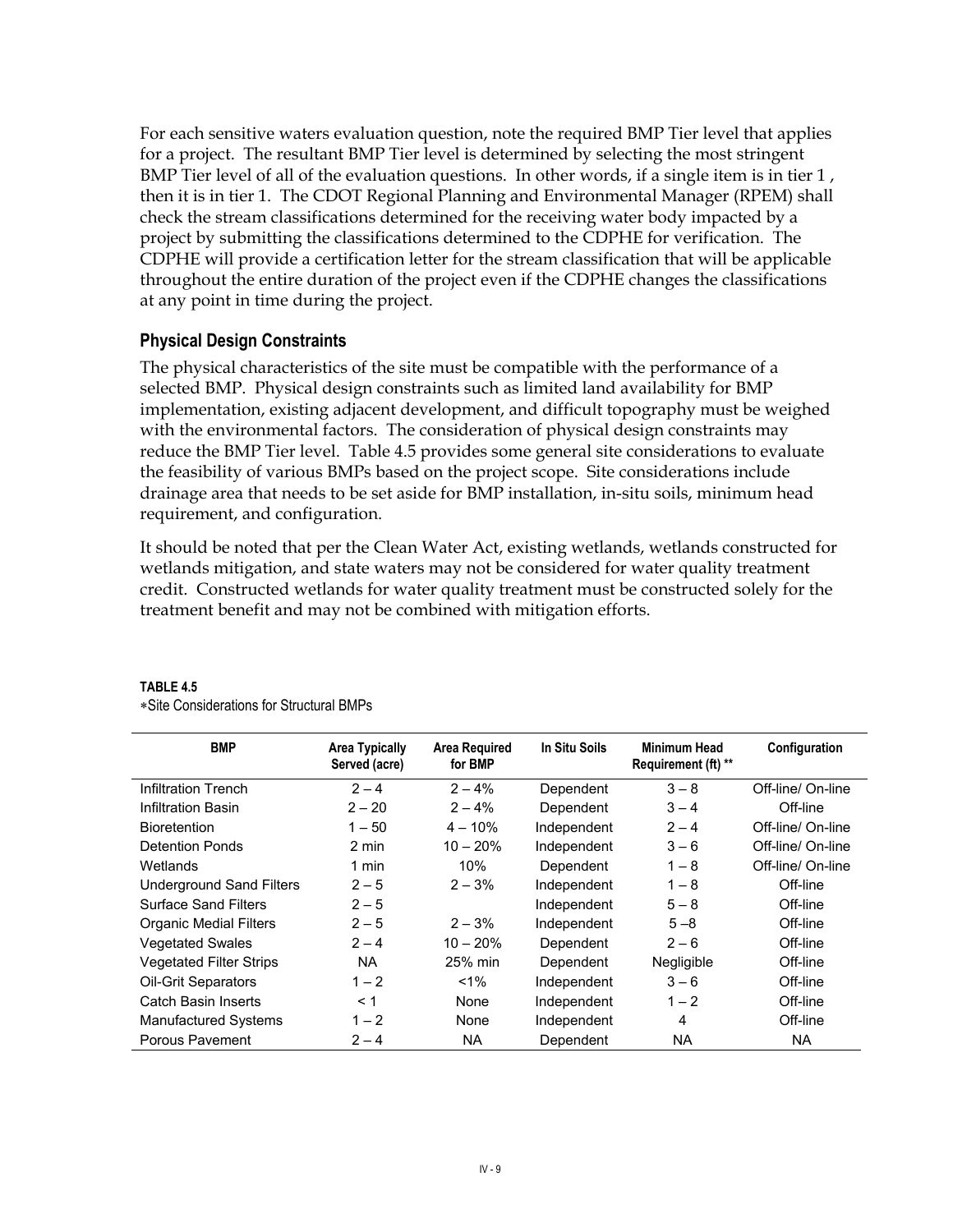For each sensitive waters evaluation question, note the required BMP Tier level that applies for a project. The resultant BMP Tier level is determined by selecting the most stringent BMP Tier level of all of the evaluation questions. In other words, if a single item is in tier 1 , then it is in tier 1. The CDOT Regional Planning and Environmental Manager (RPEM) shall check the stream classifications determined for the receiving water body impacted by a project by submitting the classifications determined to the CDPHE for verification. The CDPHE will provide a certification letter for the stream classification that will be applicable throughout the entire duration of the project even if the CDPHE changes the classifications at any point in time during the project.

### Physical Design Constraints

The physical characteristics of the site must be compatible with the performance of a selected BMP. Physical design constraints such as limited land availability for BMP implementation, existing adjacent development, and difficult topography must be weighed with the environmental factors. The consideration of physical design constraints may reduce the BMP Tier level. Table 4.5 provides some general site considerations to evaluate the feasibility of various BMPs based on the project scope. Site considerations include drainage area that needs to be set aside for BMP installation, in-situ soils, minimum head requirement, and configuration.

It should be noted that per the Clean Water Act, existing wetlands, wetlands constructed for wetlands mitigation, and state waters may not be considered for water quality treatment credit. Constructed wetlands for water quality treatment must be constructed solely for the treatment benefit and may not be combined with mitigation efforts.

**TABLE 4.5**
∗Site Considerations for Structural BMPs

| BMP | Area Typically Served (acre) | Area Required for BMP | In Situ Soils | Minimum Head Requirement (ft) ** | Configuration |
|---|---|---|---|---|---|
| Infiltration Trench | 2 – 4 | 2 – 4% | Dependent | 3 – 8 | Off-line/ On-line |
| Infiltration Basin | 2 – 20 | 2 – 4% | Dependent | 3 – 4 | Off-line |
| Bioretention | 1 – 50 | 4 – 10% | Independent | 2 – 4 | Off-line/ On-line |
| Detention Ponds | 2 min | 10 – 20% | Independent | 3 – 6 | Off-line/ On-line |
| Wetlands | 1 min | 10% | Dependent | 1 – 8 | Off-line/ On-line |
| Underground Sand Filters | 2 – 5 | 2 – 3% | Independent | 1 – 8 | Off-line |
| Surface Sand Filters | 2 – 5 | | Independent | 5 – 8 | Off-line |
| Organic Medial Filters | 2 – 5 | 2 – 3% | Independent | 5 –8 | Off-line |
| Vegetated Swales | 2 – 4 | 10 – 20% | Dependent | 2 – 6 | Off-line |
| Vegetated Filter Strips | NA | 25% min | Dependent | Negligible | Off-line |
| Oil-Grit Separators | 1 – 2 | <1% | Independent | 3 – 6 | Off-line |
| Catch Basin Inserts | < 1 | None | Independent | 1 – 2 | Off-line |
| Manufactured Systems | 1 – 2 | None | Independent | 4 | Off-line |
| Porous Pavement | 2 – 4 | NA | Dependent | NA | NA |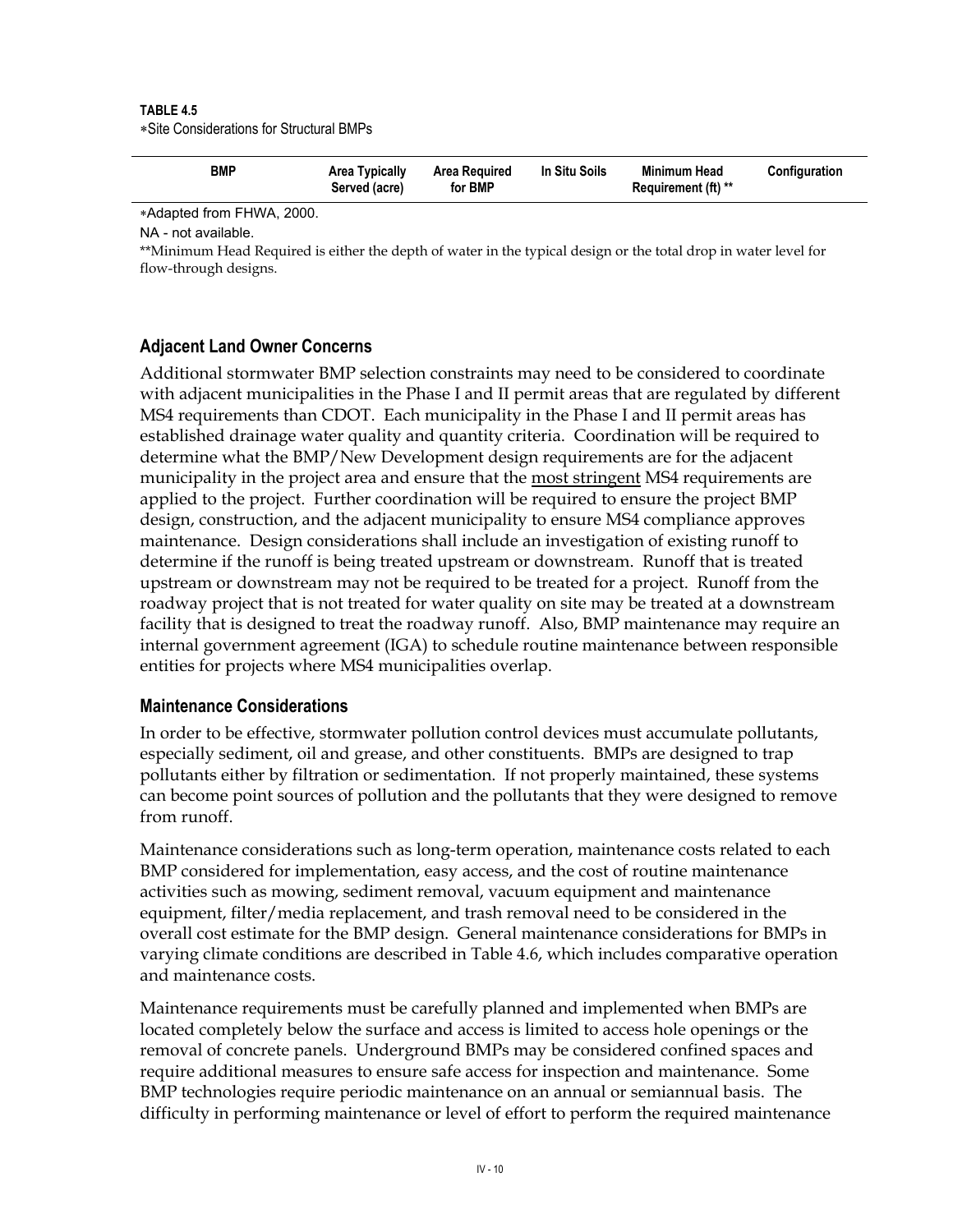**TABLE 4.5**
∗Site Considerations for Structural BMPs

| BMP | Area Typically Served (acre) | Area Required for BMP | In Situ Soils | Minimum Head Requirement (ft) ** | Configuration |
|---|---|---|---|---|---|

∗Adapted from FHWA, 2000.

NA - not available.

**Minimum Head Required is either the depth of water in the typical design or the total drop in water level for flow-through designs.

### Adjacent Land Owner Concerns

Additional stormwater BMP selection constraints may need to be considered to coordinate with adjacent municipalities in the Phase I and II permit areas that are regulated by different MS4 requirements than CDOT. Each municipality in the Phase I and II permit areas has established drainage water quality and quantity criteria. Coordination will be required to determine what the BMP/New Development design requirements are for the adjacent municipality in the project area and ensure that the most stringent MS4 requirements are applied to the project. Further coordination will be required to ensure the project BMP design, construction, and the adjacent municipality to ensure MS4 compliance approves maintenance. Design considerations shall include an investigation of existing runoff to determine if the runoff is being treated upstream or downstream. Runoff that is treated upstream or downstream may not be required to be treated for a project. Runoff from the roadway project that is not treated for water quality on site may be treated at a downstream facility that is designed to treat the roadway runoff. Also, BMP maintenance may require an internal government agreement (IGA) to schedule routine maintenance between responsible entities for projects where MS4 municipalities overlap.

### Maintenance Considerations

In order to be effective, stormwater pollution control devices must accumulate pollutants, especially sediment, oil and grease, and other constituents. BMPs are designed to trap pollutants either by filtration or sedimentation. If not properly maintained, these systems can become point sources of pollution and the pollutants that they were designed to remove from runoff.

Maintenance considerations such as long-term operation, maintenance costs related to each BMP considered for implementation, easy access, and the cost of routine maintenance activities such as mowing, sediment removal, vacuum equipment and maintenance equipment, filter/media replacement, and trash removal need to be considered in the overall cost estimate for the BMP design. General maintenance considerations for BMPs in varying climate conditions are described in Table 4.6, which includes comparative operation and maintenance costs.

Maintenance requirements must be carefully planned and implemented when BMPs are located completely below the surface and access is limited to access hole openings or the removal of concrete panels. Underground BMPs may be considered confined spaces and require additional measures to ensure safe access for inspection and maintenance. Some BMP technologies require periodic maintenance on an annual or semiannual basis. The difficulty in performing maintenance or level of effort to perform the required maintenance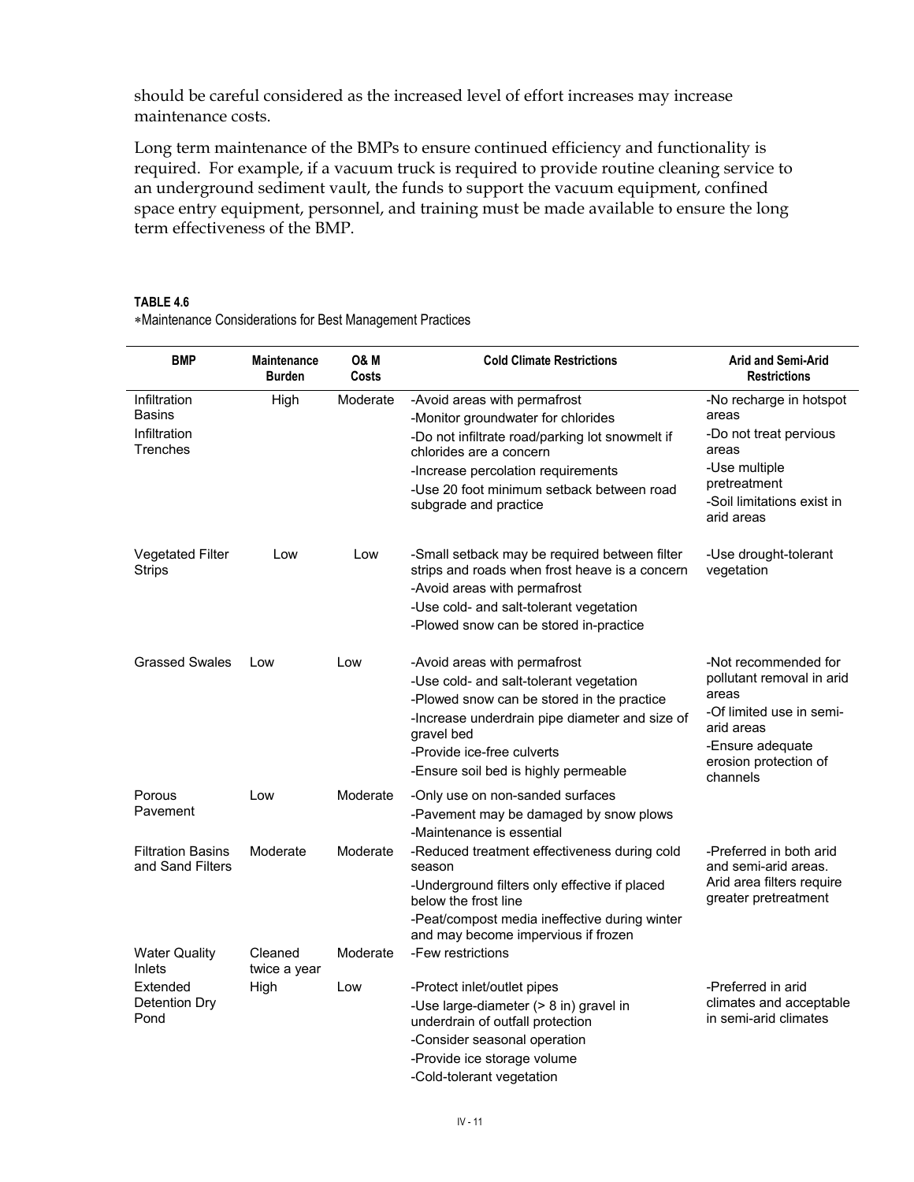should be careful considered as the increased level of effort increases may increase maintenance costs.

Long term maintenance of the BMPs to ensure continued efficiency and functionality is required. For example, if a vacuum truck is required to provide routine cleaning service to an underground sediment vault, the funds to support the vacuum equipment, confined space entry equipment, personnel, and training must be made available to ensure the long term effectiveness of the BMP.

**TABLE 4.6**

∗Maintenance Considerations for Best Management Practices

| BMP | Maintenance Burden | O& M Costs | Cold Climate Restrictions | Arid and Semi-Arid Restrictions |
|---|---|---|---|---|
| Infiltration Basins<br>Infiltration Trenches | High | Moderate | -Avoid areas with permafrost<br>-Monitor groundwater for chlorides<br>-Do not infiltrate road/parking lot snowmelt if chlorides are a concern<br>-Increase percolation requirements<br>-Use 20 foot minimum setback between road subgrade and practice | -No recharge in hotspot areas<br>-Do not treat pervious areas<br>-Use multiple pretreatment<br>-Soil limitations exist in arid areas |
| Vegetated Filter Strips | Low | Low | -Small setback may be required between filter strips and roads when frost heave is a concern<br>-Avoid areas with permafrost<br>-Use cold- and salt-tolerant vegetation<br>-Plowed snow can be stored in-practice | -Use drought-tolerant vegetation |
| Grassed Swales | Low | Low | -Avoid areas with permafrost<br>-Use cold- and salt-tolerant vegetation<br>-Plowed snow can be stored in the practice<br>-Increase underdrain pipe diameter and size of gravel bed<br>-Provide ice-free culverts<br>-Ensure soil bed is highly permeable | -Not recommended for pollutant removal in arid areas<br>-Of limited use in semi-arid areas<br>-Ensure adequate erosion protection of channels |
| Porous Pavement | Low | Moderate | -Only use on non-sanded surfaces<br>-Pavement may be damaged by snow plows<br>-Maintenance is essential | |
| Filtration Basins and Sand Filters | Moderate | Moderate | -Reduced treatment effectiveness during cold season<br>-Underground filters only effective if placed below the frost line<br>-Peat/compost media ineffective during winter and may become impervious if frozen | -Preferred in both arid and semi-arid areas. Arid area filters require greater pretreatment |
| Water Quality Inlets | Cleaned twice a year | Moderate | -Few restrictions | |
| Extended Detention Dry Pond | High | Low | -Protect inlet/outlet pipes<br>-Use large-diameter (> 8 in) gravel in underdrain of outfall protection<br>-Consider seasonal operation<br>-Provide ice storage volume<br>-Cold-tolerant vegetation | -Preferred in arid climates and acceptable in semi-arid climates |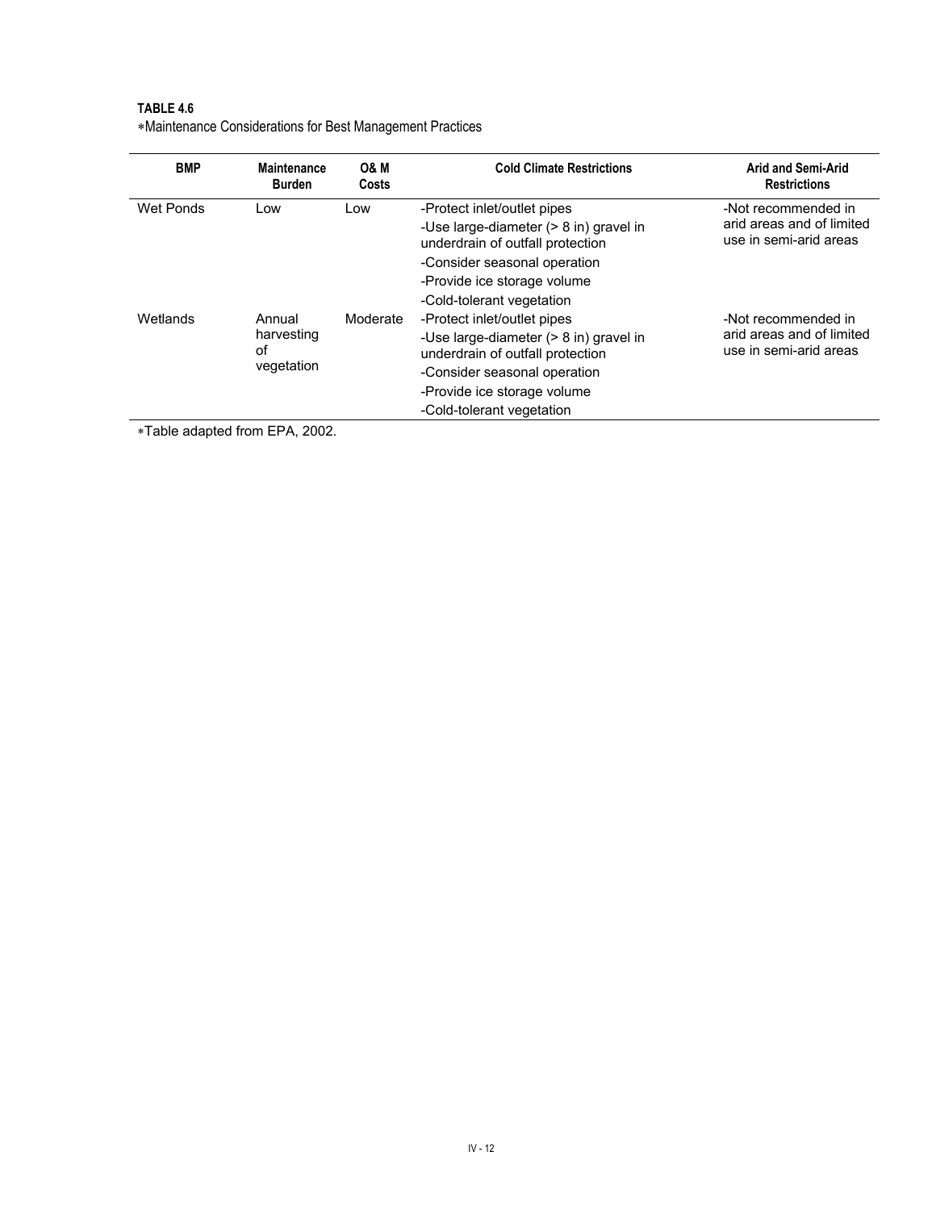**TABLE 4.6**
∗Maintenance Considerations for Best Management Practices

| BMP | Maintenance Burden | O& M Costs | Cold Climate Restrictions | Arid and Semi-Arid Restrictions |
|---|---|---|---|---|
| Wet Ponds | Low | Low | -Protect inlet/outlet pipes<br>-Use large-diameter (> 8 in) gravel in underdrain of outfall protection<br>-Consider seasonal operation<br>-Provide ice storage volume<br>-Cold-tolerant vegetation | -Not recommended in arid areas and of limited use in semi-arid areas |
| Wetlands | Annual harvesting of vegetation | Moderate | -Protect inlet/outlet pipes<br>-Use large-diameter (> 8 in) gravel in underdrain of outfall protection<br>-Consider seasonal operation<br>-Provide ice storage volume<br>-Cold-tolerant vegetation | -Not recommended in arid areas and of limited use in semi-arid areas |

∗Table adapted from EPA, 2002.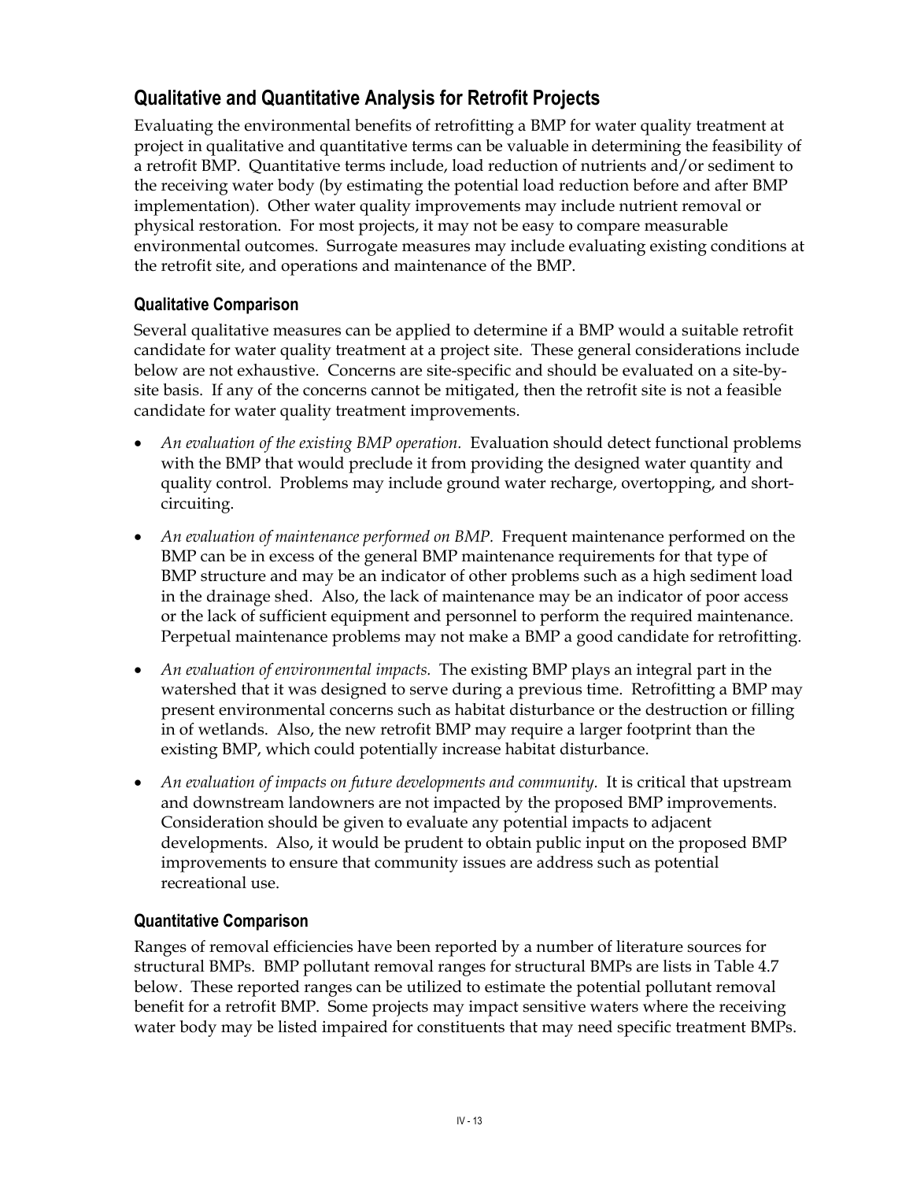## Qualitative and Quantitative Analysis for Retrofit Projects

Evaluating the environmental benefits of retrofitting a BMP for water quality treatment at project in qualitative and quantitative terms can be valuable in determining the feasibility of a retrofit BMP. Quantitative terms include, load reduction of nutrients and/or sediment to the receiving water body (by estimating the potential load reduction before and after BMP implementation). Other water quality improvements may include nutrient removal or physical restoration. For most projects, it may not be easy to compare measurable environmental outcomes. Surrogate measures may include evaluating existing conditions at the retrofit site, and operations and maintenance of the BMP.

### Qualitative Comparison

Several qualitative measures can be applied to determine if a BMP would a suitable retrofit candidate for water quality treatment at a project site. These general considerations include below are not exhaustive. Concerns are site-specific and should be evaluated on a site-by-site basis. If any of the concerns cannot be mitigated, then the retrofit site is not a feasible candidate for water quality treatment improvements.

- *An evaluation of the existing BMP operation.* Evaluation should detect functional problems with the BMP that would preclude it from providing the designed water quantity and quality control. Problems may include ground water recharge, overtopping, and short-circuiting.
- *An evaluation of maintenance performed on BMP.* Frequent maintenance performed on the BMP can be in excess of the general BMP maintenance requirements for that type of BMP structure and may be an indicator of other problems such as a high sediment load in the drainage shed. Also, the lack of maintenance may be an indicator of poor access or the lack of sufficient equipment and personnel to perform the required maintenance. Perpetual maintenance problems may not make a BMP a good candidate for retrofitting.
- *An evaluation of environmental impacts.* The existing BMP plays an integral part in the watershed that it was designed to serve during a previous time. Retrofitting a BMP may present environmental concerns such as habitat disturbance or the destruction or filling in of wetlands. Also, the new retrofit BMP may require a larger footprint than the existing BMP, which could potentially increase habitat disturbance.
- *An evaluation of impacts on future developments and community.* It is critical that upstream and downstream landowners are not impacted by the proposed BMP improvements. Consideration should be given to evaluate any potential impacts to adjacent developments. Also, it would be prudent to obtain public input on the proposed BMP improvements to ensure that community issues are address such as potential recreational use.

### Quantitative Comparison

Ranges of removal efficiencies have been reported by a number of literature sources for structural BMPs. BMP pollutant removal ranges for structural BMPs are lists in Table 4.7 below. These reported ranges can be utilized to estimate the potential pollutant removal benefit for a retrofit BMP. Some projects may impact sensitive waters where the receiving water body may be listed impaired for constituents that may need specific treatment BMPs.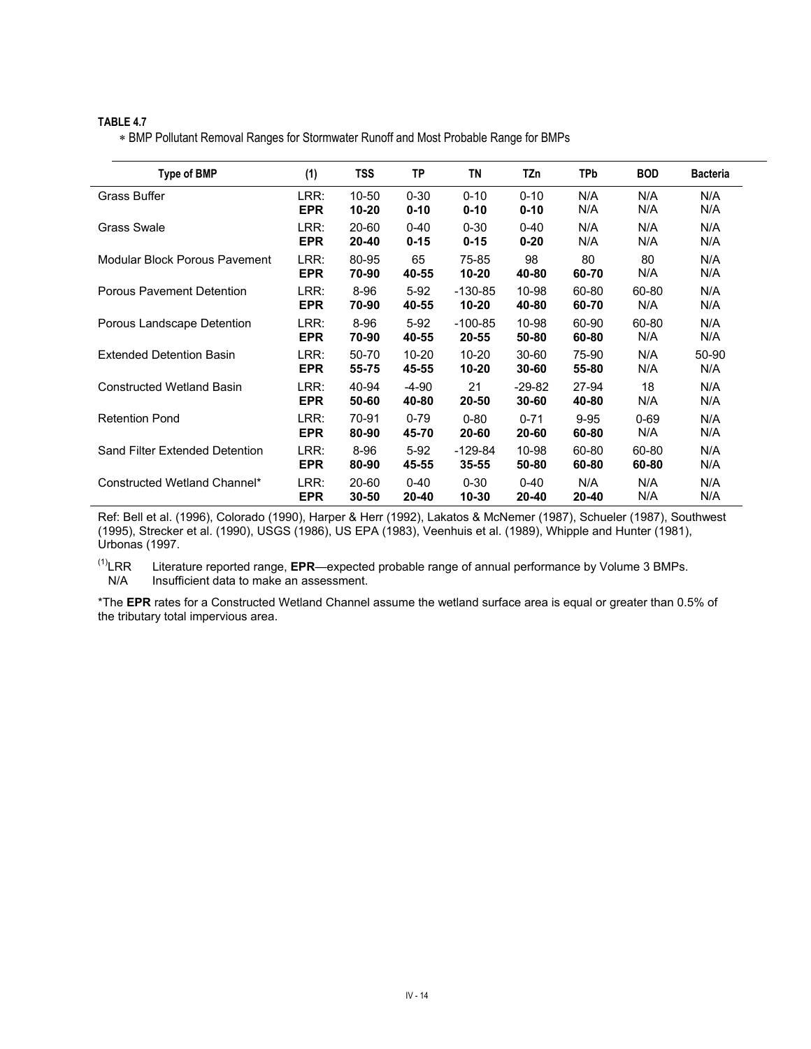**TABLE 4.7**

∗ BMP Pollutant Removal Ranges for Stormwater Runoff and Most Probable Range for BMPs

| Type of BMP | (1) | TSS | TP | TN | TZn | TPb | BOD | Bacteria |
|---|---|---|---|---|---|---|---|---|
| Grass Buffer | LRR: | 10-50 | 0-30 | 0-10 | 0-10 | N/A | N/A | N/A |
| | **EPR** | **10-20** | **0-10** | **0-10** | **0-10** | N/A | N/A | N/A |
| Grass Swale | LRR: | 20-60 | 0-40 | 0-30 | 0-40 | N/A | N/A | N/A |
| | **EPR** | **20-40** | **0-15** | **0-15** | **0-20** | N/A | N/A | N/A |
| Modular Block Porous Pavement | LRR: | 80-95 | 65 | 75-85 | 98 | 80 | 80 | N/A |
| | **EPR** | **70-90** | **40-55** | **10-20** | **40-80** | **60-70** | N/A | N/A |
| Porous Pavement Detention | LRR: | 8-96 | 5-92 | -130-85 | 10-98 | 60-80 | 60-80 | N/A |
| | **EPR** | **70-90** | **40-55** | **10-20** | **40-80** | **60-70** | N/A | N/A |
| Porous Landscape Detention | LRR: | 8-96 | 5-92 | -100-85 | 10-98 | 60-90 | 60-80 | N/A |
| | **EPR** | **70-90** | **40-55** | **20-55** | **50-80** | **60-80** | N/A | N/A |
| Extended Detention Basin | LRR: | 50-70 | 10-20 | 10-20 | 30-60 | 75-90 | N/A | 50-90 |
| | **EPR** | **55-75** | **45-55** | **10-20** | **30-60** | **55-80** | N/A | N/A |
| Constructed Wetland Basin | LRR: | 40-94 | -4-90 | 21 | -29-82 | 27-94 | 18 | N/A |
| | **EPR** | **50-60** | **40-80** | **20-50** | **30-60** | **40-80** | N/A | N/A |
| Retention Pond | LRR: | 70-91 | 0-79 | 0-80 | 0-71 | 9-95 | 0-69 | N/A |
| | **EPR** | **80-90** | **45-70** | **20-60** | **20-60** | **60-80** | N/A | N/A |
| Sand Filter Extended Detention | LRR: | 8-96 | 5-92 | -129-84 | 10-98 | 60-80 | 60-80 | N/A |
| | **EPR** | **80-90** | **45-55** | **35-55** | **50-80** | **60-80** | **60-80** | N/A |
| Constructed Wetland Channel* | LRR: | 20-60 | 0-40 | 0-30 | 0-40 | N/A | N/A | N/A |
| | **EPR** | **30-50** | **20-40** | **10-30** | **20-40** | **20-40** | N/A | N/A |

Ref: Bell et al. (1996), Colorado (1990), Harper & Herr (1992), Lakatos & McNemer (1987), Schueler (1987), Southwest (1995), Strecker et al. (1990), USGS (1986), US EPA (1983), Veenhuis et al. (1989), Whipple and Hunter (1981), Urbonas (1997.

(1)LRR Literature reported range, **EPR**—expected probable range of annual performance by Volume 3 BMPs.
N/A Insufficient data to make an assessment.

*The **EPR** rates for a Constructed Wetland Channel assume the wetland surface area is equal or greater than 0.5% of the tributary total impervious area.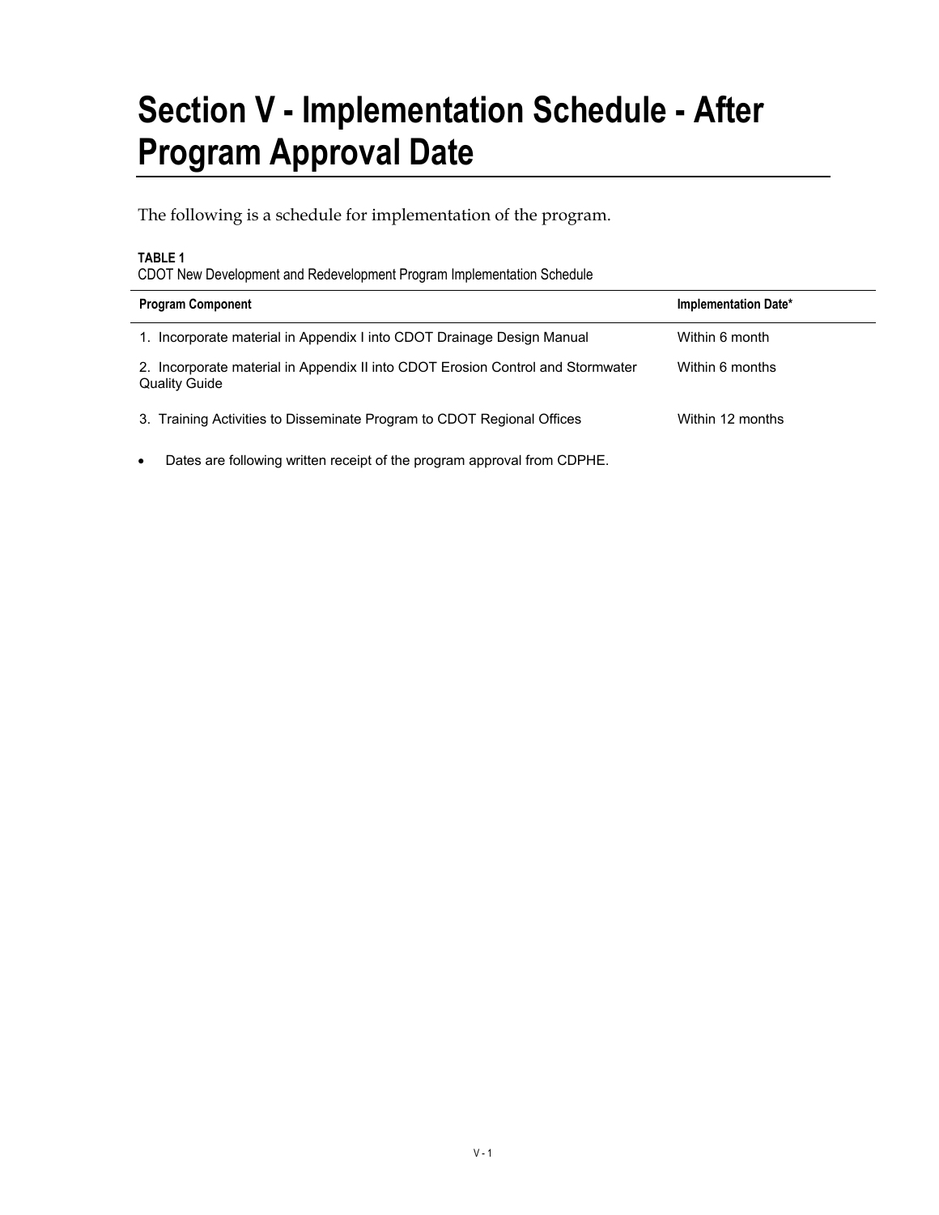# Section V - Implementation Schedule - After Program Approval Date

The following is a schedule for implementation of the program.

**TABLE 1**
CDOT New Development and Redevelopment Program Implementation Schedule

| Program Component | Implementation Date* |
|---|---|
| 1. Incorporate material in Appendix I into CDOT Drainage Design Manual | Within 6 month |
| 2. Incorporate material in Appendix II into CDOT Erosion Control and Stormwater Quality Guide | Within 6 months |
| 3. Training Activities to Disseminate Program to CDOT Regional Offices | Within 12 months |

- Dates are following written receipt of the program approval from CDPHE.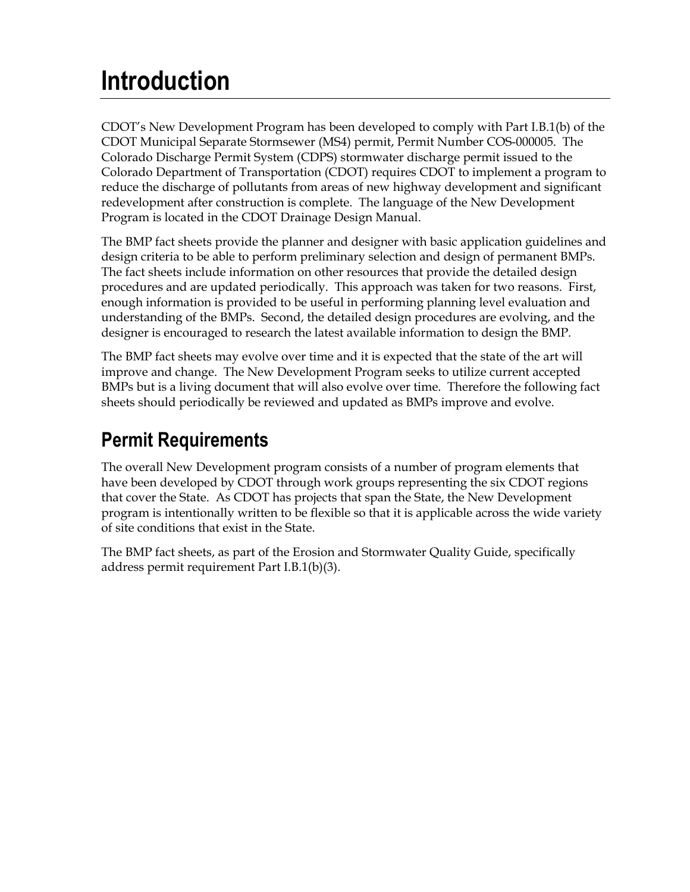# Introduction

CDOT's New Development Program has been developed to comply with Part I.B.1(b) of the CDOT Municipal Separate Stormsewer (MS4) permit, Permit Number COS-000005. The Colorado Discharge Permit System (CDPS) stormwater discharge permit issued to the Colorado Department of Transportation (CDOT) requires CDOT to implement a program to reduce the discharge of pollutants from areas of new highway development and significant redevelopment after construction is complete. The language of the New Development Program is located in the CDOT Drainage Design Manual.

The BMP fact sheets provide the planner and designer with basic application guidelines and design criteria to be able to perform preliminary selection and design of permanent BMPs. The fact sheets include information on other resources that provide the detailed design procedures and are updated periodically. This approach was taken for two reasons. First, enough information is provided to be useful in performing planning level evaluation and understanding of the BMPs. Second, the detailed design procedures are evolving, and the designer is encouraged to research the latest available information to design the BMP.

The BMP fact sheets may evolve over time and it is expected that the state of the art will improve and change. The New Development Program seeks to utilize current accepted BMPs but is a living document that will also evolve over time. Therefore the following fact sheets should periodically be reviewed and updated as BMPs improve and evolve.

## Permit Requirements

The overall New Development program consists of a number of program elements that have been developed by CDOT through work groups representing the six CDOT regions that cover the State. As CDOT has projects that span the State, the New Development program is intentionally written to be flexible so that it is applicable across the wide variety of site conditions that exist in the State.

The BMP fact sheets, as part of the Erosion and Stormwater Quality Guide, specifically address permit requirement Part I.B.1(b)(3).